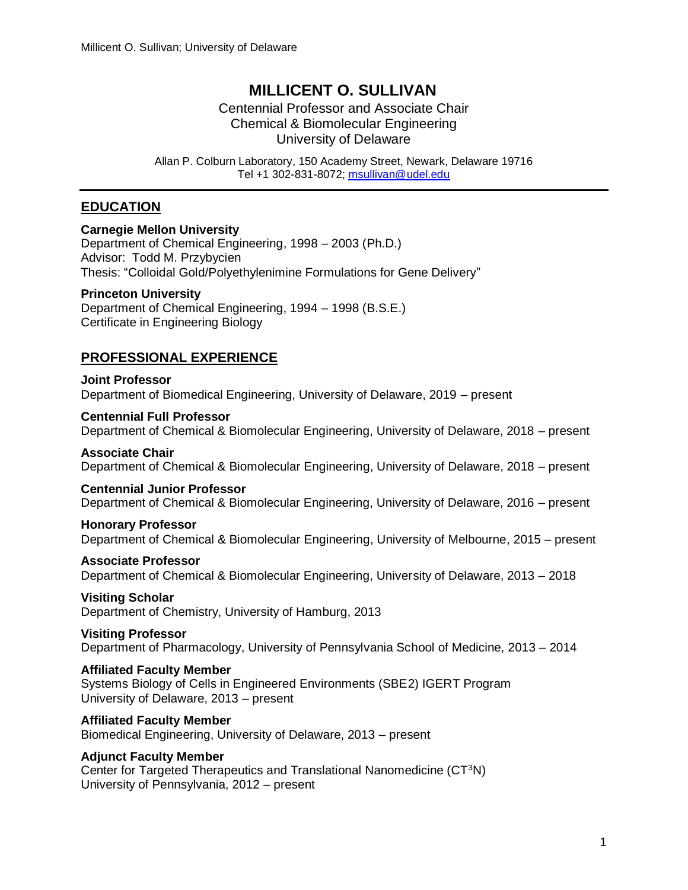# MILLICENT O. SULLIVAN

Centennial Professor and Associate Chair
Chemical & Biomolecular Engineering
University of Delaware

Allan P. Colburn Laboratory, 150 Academy Street, Newark, Delaware 19716
Tel +1 302-831-8072; msullivan@udel.edu

## EDUCATION

**Carnegie Mellon University**
Department of Chemical Engineering, 1998 – 2003 (Ph.D.)
Advisor: Todd M. Przybycien
Thesis: "Colloidal Gold/Polyethylenimine Formulations for Gene Delivery"

**Princeton University**
Department of Chemical Engineering, 1994 – 1998 (B.S.E.)
Certificate in Engineering Biology

## PROFESSIONAL EXPERIENCE

**Joint Professor**
Department of Biomedical Engineering, University of Delaware, 2019 – present

**Centennial Full Professor**
Department of Chemical & Biomolecular Engineering, University of Delaware, 2018 – present

**Associate Chair**
Department of Chemical & Biomolecular Engineering, University of Delaware, 2018 – present

**Centennial Junior Professor**
Department of Chemical & Biomolecular Engineering, University of Delaware, 2016 – present

**Honorary Professor**
Department of Chemical & Biomolecular Engineering, University of Melbourne, 2015 – present

**Associate Professor**
Department of Chemical & Biomolecular Engineering, University of Delaware, 2013 – 2018

**Visiting Scholar**
Department of Chemistry, University of Hamburg, 2013

**Visiting Professor**
Department of Pharmacology, University of Pennsylvania School of Medicine, 2013 – 2014

**Affiliated Faculty Member**
Systems Biology of Cells in Engineered Environments (SBE2) IGERT Program
University of Delaware, 2013 – present

**Affiliated Faculty Member**
Biomedical Engineering, University of Delaware, 2013 – present

**Adjunct Faculty Member**
Center for Targeted Therapeutics and Translational Nanomedicine ($CT^3N$)
University of Pennsylvania, 2012 – present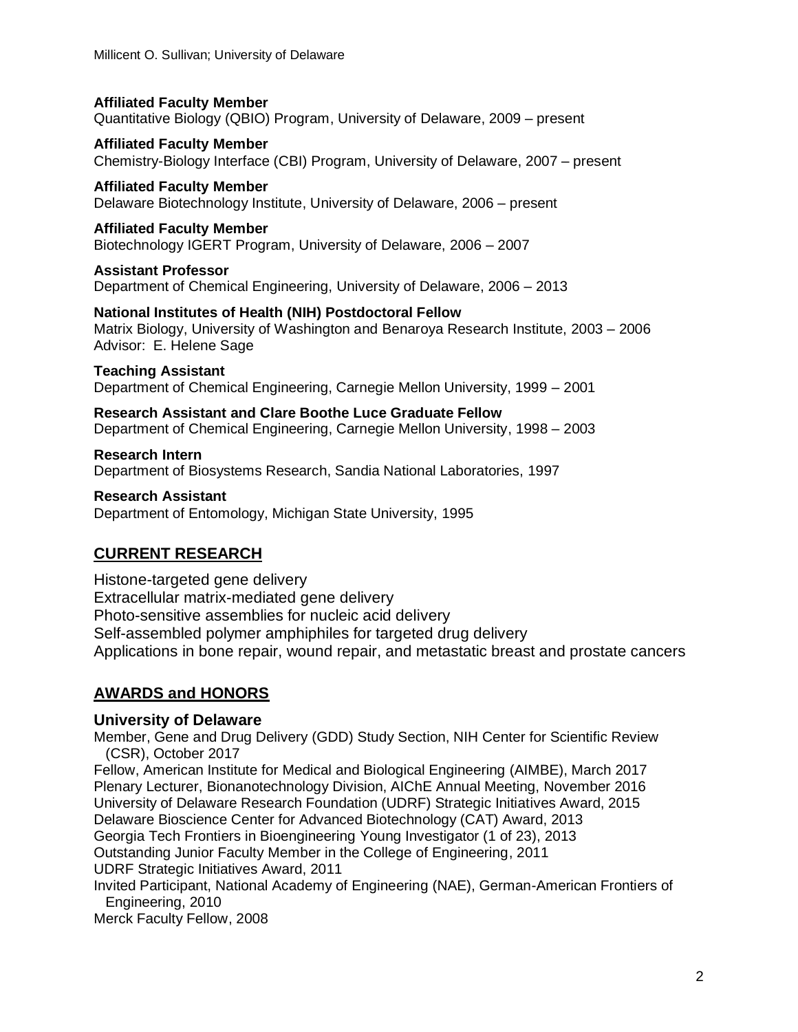**Affiliated Faculty Member**
Quantitative Biology (QBIO) Program, University of Delaware, 2009 – present

**Affiliated Faculty Member**
Chemistry-Biology Interface (CBI) Program, University of Delaware, 2007 – present

**Affiliated Faculty Member**
Delaware Biotechnology Institute, University of Delaware, 2006 – present

**Affiliated Faculty Member**
Biotechnology IGERT Program, University of Delaware, 2006 – 2007

**Assistant Professor**
Department of Chemical Engineering, University of Delaware, 2006 – 2013

**National Institutes of Health (NIH) Postdoctoral Fellow**
Matrix Biology, University of Washington and Benaroya Research Institute, 2003 – 2006
Advisor: E. Helene Sage

**Teaching Assistant**
Department of Chemical Engineering, Carnegie Mellon University, 1999 – 2001

**Research Assistant and Clare Boothe Luce Graduate Fellow**
Department of Chemical Engineering, Carnegie Mellon University, 1998 – 2003

**Research Intern**
Department of Biosystems Research, Sandia National Laboratories, 1997

**Research Assistant**
Department of Entomology, Michigan State University, 1995

## CURRENT RESEARCH

Histone-targeted gene delivery
Extracellular matrix-mediated gene delivery
Photo-sensitive assemblies for nucleic acid delivery
Self-assembled polymer amphiphiles for targeted drug delivery
Applications in bone repair, wound repair, and metastatic breast and prostate cancers

## AWARDS and HONORS

### University of Delaware

Member, Gene and Drug Delivery (GDD) Study Section, NIH Center for Scientific Review (CSR), October 2017
Fellow, American Institute for Medical and Biological Engineering (AIMBE), March 2017
Plenary Lecturer, Bionanotechnology Division, AIChE Annual Meeting, November 2016
University of Delaware Research Foundation (UDRF) Strategic Initiatives Award, 2015
Delaware Bioscience Center for Advanced Biotechnology (CAT) Award, 2013
Georgia Tech Frontiers in Bioengineering Young Investigator (1 of 23), 2013
Outstanding Junior Faculty Member in the College of Engineering, 2011
UDRF Strategic Initiatives Award, 2011
Invited Participant, National Academy of Engineering (NAE), German-American Frontiers of Engineering, 2010
Merck Faculty Fellow, 2008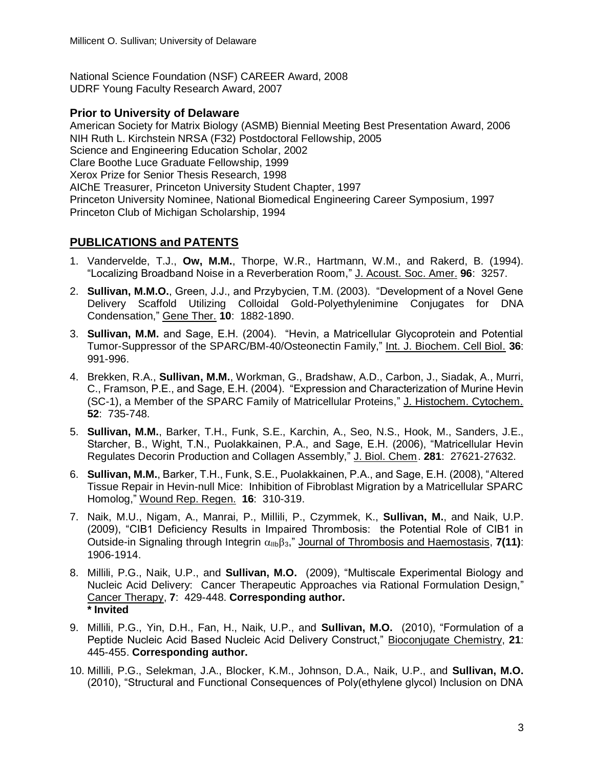National Science Foundation (NSF) CAREER Award, 2008
UDRF Young Faculty Research Award, 2007

### Prior to University of Delaware

American Society for Matrix Biology (ASMB) Biennial Meeting Best Presentation Award, 2006
NIH Ruth L. Kirchstein NRSA (F32) Postdoctoral Fellowship, 2005
Science and Engineering Education Scholar, 2002
Clare Boothe Luce Graduate Fellowship, 1999
Xerox Prize for Senior Thesis Research, 1998
AIChE Treasurer, Princeton University Student Chapter, 1997
Princeton University Nominee, National Biomedical Engineering Career Symposium, 1997
Princeton Club of Michigan Scholarship, 1994

## PUBLICATIONS and PATENTS

1. Vandervelde, T.J., **Ow, M.M.**, Thorpe, W.R., Hartmann, W.M., and Rakerd, B. (1994). "Localizing Broadband Noise in a Reverberation Room," J. Acoust. Soc. Amer. **96**: 3257.
2. **Sullivan, M.M.O.**, Green, J.J., and Przybycien, T.M. (2003). "Development of a Novel Gene Delivery Scaffold Utilizing Colloidal Gold-Polyethylenimine Conjugates for DNA Condensation," Gene Ther. **10**: 1882-1890.
3. **Sullivan, M.M.** and Sage, E.H. (2004). "Hevin, a Matricellular Glycoprotein and Potential Tumor-Suppressor of the SPARC/BM-40/Osteonectin Family," Int. J. Biochem. Cell Biol. **36**: 991-996.
4. Brekken, R.A., **Sullivan, M.M.**, Workman, G., Bradshaw, A.D., Carbon, J., Siadak, A., Murri, C., Framson, P.E., and Sage, E.H. (2004). "Expression and Characterization of Murine Hevin (SC-1), a Member of the SPARC Family of Matricellular Proteins," J. Histochem. Cytochem. **52**: 735-748.
5. **Sullivan, M.M.**, Barker, T.H., Funk, S.E., Karchin, A., Seo, N.S., Hook, M., Sanders, J.E., Starcher, B., Wight, T.N., Puolakkainen, P.A., and Sage, E.H. (2006), "Matricellular Hevin Regulates Decorin Production and Collagen Assembly," J. Biol. Chem. **281**: 27621-27632.
6. **Sullivan, M.M.**, Barker, T.H., Funk, S.E., Puolakkainen, P.A., and Sage, E.H. (2008), "Altered Tissue Repair in Hevin-null Mice: Inhibition of Fibroblast Migration by a Matricellular SPARC Homolog," Wound Rep. Regen. **16**: 310-319.
7. Naik, M.U., Nigam, A., Manrai, P., Millili, P., Czymmek, K., **Sullivan, M.**, and Naik, U.P. (2009), "CIB1 Deficiency Results in Impaired Thrombosis: the Potential Role of CIB1 in Outside-in Signaling through Integrin $\alpha_{IIb}\beta_3$," Journal of Thrombosis and Haemostasis, **7(11)**: 1906-1914.
8. Millili, P.G., Naik, U.P., and **Sullivan, M.O.** (2009), "Multiscale Experimental Biology and Nucleic Acid Delivery: Cancer Therapeutic Approaches via Rational Formulation Design," Cancer Therapy, **7**: 429-448. **Corresponding author.**
   **\* Invited**
9. Millili, P.G., Yin, D.H., Fan, H., Naik, U.P., and **Sullivan, M.O.** (2010), "Formulation of a Peptide Nucleic Acid Based Nucleic Acid Delivery Construct," Bioconjugate Chemistry, **21**: 445-455. **Corresponding author.**
10. Millili, P.G., Selekman, J.A., Blocker, K.M., Johnson, D.A., Naik, U.P., and **Sullivan, M.O.** (2010), "Structural and Functional Consequences of Poly(ethylene glycol) Inclusion on DNA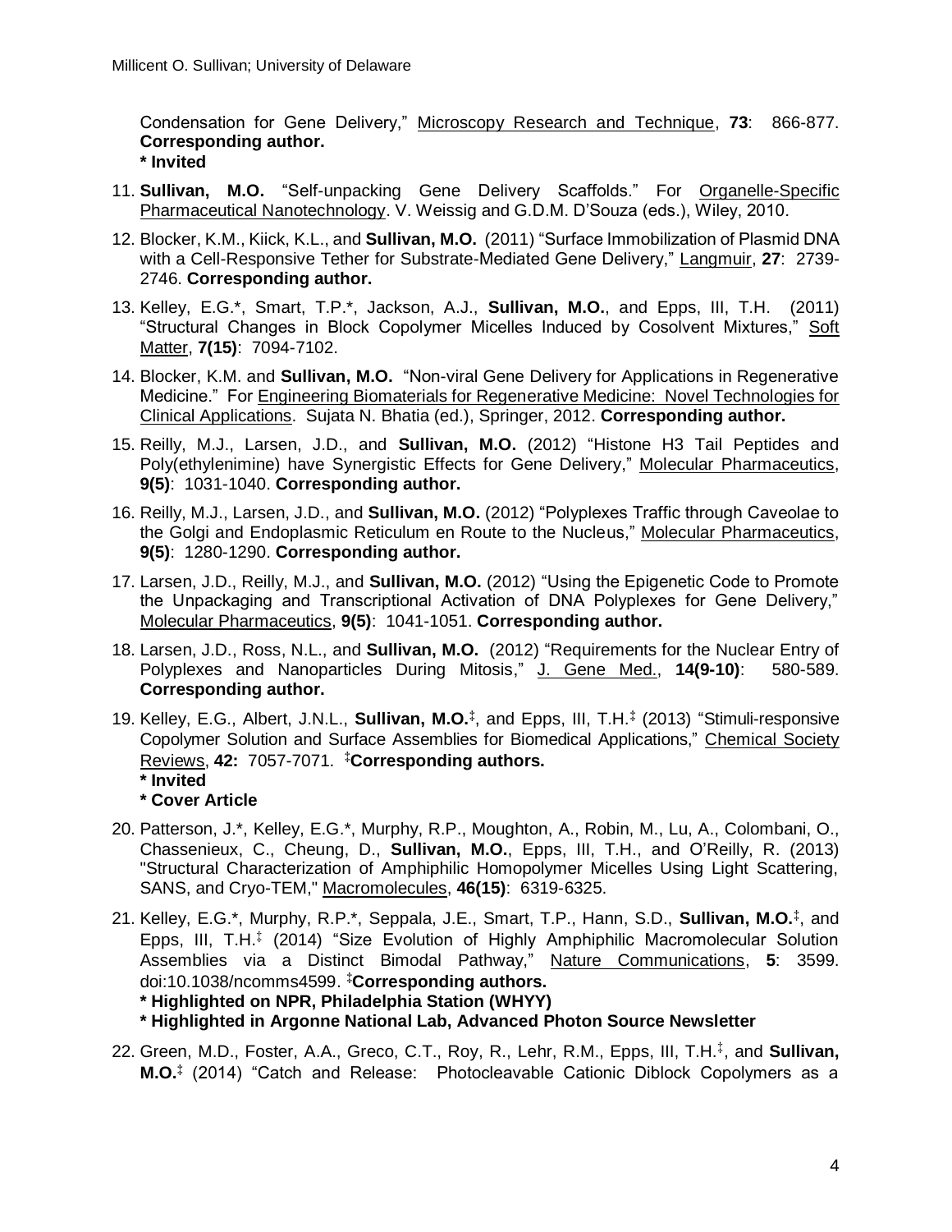Condensation for Gene Delivery," Microscopy Research and Technique, **73**: 866-877. **Corresponding author.**
**\* Invited**

11. **Sullivan, M.O.** "Self-unpacking Gene Delivery Scaffolds." For Organelle-Specific Pharmaceutical Nanotechnology. V. Weissig and G.D.M. D'Souza (eds.), Wiley, 2010.

12. Blocker, K.M., Kiick, K.L., and **Sullivan, M.O.** (2011) "Surface Immobilization of Plasmid DNA with a Cell-Responsive Tether for Substrate-Mediated Gene Delivery," Langmuir, **27**: 2739-2746. **Corresponding author.**

13. Kelley, E.G.\*, Smart, T.P.\*, Jackson, A.J., **Sullivan, M.O.**, and Epps, III, T.H. (2011) "Structural Changes in Block Copolymer Micelles Induced by Cosolvent Mixtures," Soft Matter, **7(15)**: 7094-7102.

14. Blocker, K.M. and **Sullivan, M.O.** "Non-viral Gene Delivery for Applications in Regenerative Medicine." For Engineering Biomaterials for Regenerative Medicine: Novel Technologies for Clinical Applications. Sujata N. Bhatia (ed.), Springer, 2012. **Corresponding author.**

15. Reilly, M.J., Larsen, J.D., and **Sullivan, M.O.** (2012) "Histone H3 Tail Peptides and Poly(ethylenimine) have Synergistic Effects for Gene Delivery," Molecular Pharmaceutics, **9(5)**: 1031-1040. **Corresponding author.**

16. Reilly, M.J., Larsen, J.D., and **Sullivan, M.O.** (2012) "Polyplexes Traffic through Caveolae to the Golgi and Endoplasmic Reticulum en Route to the Nucleus," Molecular Pharmaceutics, **9(5)**: 1280-1290. **Corresponding author.**

17. Larsen, J.D., Reilly, M.J., and **Sullivan, M.O.** (2012) "Using the Epigenetic Code to Promote the Unpackaging and Transcriptional Activation of DNA Polyplexes for Gene Delivery," Molecular Pharmaceutics, **9(5)**: 1041-1051. **Corresponding author.**

18. Larsen, J.D., Ross, N.L., and **Sullivan, M.O.** (2012) "Requirements for the Nuclear Entry of Polyplexes and Nanoparticles During Mitosis," J. Gene Med., **14(9-10)**: 580-589. **Corresponding author.**

19. Kelley, E.G., Albert, J.N.L., **Sullivan, M.O.**‡, and Epps, III, T.H.‡ (2013) "Stimuli-responsive Copolymer Solution and Surface Assemblies for Biomedical Applications," Chemical Society Reviews, **42:** 7057-7071. ‡**Corresponding authors.**
**\* Invited**
**\* Cover Article**

20. Patterson, J.\*, Kelley, E.G.\*, Murphy, R.P., Moughton, A., Robin, M., Lu, A., Colombani, O., Chassenieux, C., Cheung, D., **Sullivan, M.O.**, Epps, III, T.H., and O'Reilly, R. (2013) "Structural Characterization of Amphiphilic Homopolymer Micelles Using Light Scattering, SANS, and Cryo-TEM," Macromolecules, **46(15)**: 6319-6325.

21. Kelley, E.G.\*, Murphy, R.P.\*, Seppala, J.E., Smart, T.P., Hann, S.D., **Sullivan, M.O.**‡, and Epps, III, T.H.‡ (2014) "Size Evolution of Highly Amphiphilic Macromolecular Solution Assemblies via a Distinct Bimodal Pathway," Nature Communications, **5**: 3599. doi:10.1038/ncomms4599. ‡**Corresponding authors.**
**\* Highlighted on NPR, Philadelphia Station (WHYY)**
**\* Highlighted in Argonne National Lab, Advanced Photon Source Newsletter**

22. Green, M.D., Foster, A.A., Greco, C.T., Roy, R., Lehr, R.M., Epps, III, T.H.‡, and **Sullivan, M.O.**‡ (2014) "Catch and Release: Photocleavable Cationic Diblock Copolymers as a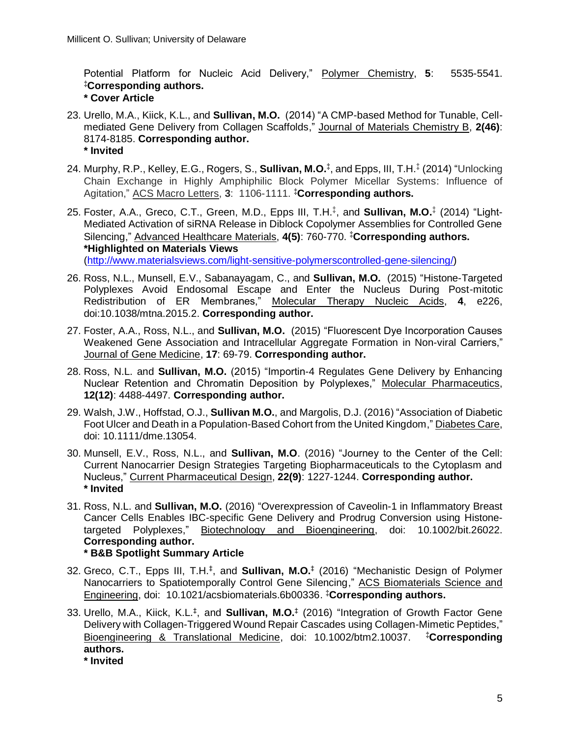Potential Platform for Nucleic Acid Delivery," Polymer Chemistry, **5**: 5535-5541. **‡Corresponding authors.**
**\* Cover Article**

23. Urello, M.A., Kiick, K.L., and **Sullivan, M.O.** (2014) "A CMP-based Method for Tunable, Cell-mediated Gene Delivery from Collagen Scaffolds," Journal of Materials Chemistry B, **2(46)**: 8174-8185. **Corresponding author.**
**\* Invited**

24. Murphy, R.P., Kelley, E.G., Rogers, S., **Sullivan, M.O.**‡, and Epps, III, T.H.‡ (2014) "Unlocking Chain Exchange in Highly Amphiphilic Block Polymer Micellar Systems: Influence of Agitation," ACS Macro Letters, **3**: 1106-1111. **‡Corresponding authors.**

25. Foster, A.A., Greco, C.T., Green, M.D., Epps III, T.H.‡, and **Sullivan, M.O.**‡ (2014) "Light-Mediated Activation of siRNA Release in Diblock Copolymer Assemblies for Controlled Gene Silencing," Advanced Healthcare Materials, **4(5)**: 760-770. **‡Corresponding authors.**
**\*Highlighted on Materials Views**
(http://www.materialsviews.com/light-sensitive-polymerscontrolled-gene-silencing/)

26. Ross, N.L., Munsell, E.V., Sabanayagam, C., and **Sullivan, M.O.** (2015) "Histone-Targeted Polyplexes Avoid Endosomal Escape and Enter the Nucleus During Post-mitotic Redistribution of ER Membranes," Molecular Therapy Nucleic Acids, **4**, e226, doi:10.1038/mtna.2015.2. **Corresponding author.**

27. Foster, A.A., Ross, N.L., and **Sullivan, M.O.** (2015) "Fluorescent Dye Incorporation Causes Weakened Gene Association and Intracellular Aggregate Formation in Non-viral Carriers," Journal of Gene Medicine, **17**: 69-79. **Corresponding author.**

28. Ross, N.L. and **Sullivan, M.O.** (2015) "Importin-4 Regulates Gene Delivery by Enhancing Nuclear Retention and Chromatin Deposition by Polyplexes," Molecular Pharmaceutics, **12(12)**: 4488-4497. **Corresponding author.**

29. Walsh, J.W., Hoffstad, O.J., **Sullivan M.O.**, and Margolis, D.J. (2016) "Association of Diabetic Foot Ulcer and Death in a Population-Based Cohort from the United Kingdom," Diabetes Care, doi: 10.1111/dme.13054.

30. Munsell, E.V., Ross, N.L., and **Sullivan, M.O**. (2016) "Journey to the Center of the Cell: Current Nanocarrier Design Strategies Targeting Biopharmaceuticals to the Cytoplasm and Nucleus," Current Pharmaceutical Design, **22(9)**: 1227-1244. **Corresponding author.**
**\* Invited**

31. Ross, N.L. and **Sullivan, M.O.** (2016) "Overexpression of Caveolin-1 in Inflammatory Breast Cancer Cells Enables IBC-specific Gene Delivery and Prodrug Conversion using Histone-targeted Polyplexes," Biotechnology and Bioengineering, doi: 10.1002/bit.26022. **Corresponding author.**
**\* B&B Spotlight Summary Article**

32. Greco, C.T., Epps III, T.H.‡, and **Sullivan, M.O.**‡ (2016) "Mechanistic Design of Polymer Nanocarriers to Spatiotemporally Control Gene Silencing," ACS Biomaterials Science and Engineering, doi: 10.1021/acsbiomaterials.6b00336. **‡Corresponding authors.**

33. Urello, M.A., Kiick, K.L.‡, and **Sullivan, M.O.**‡ (2016) "Integration of Growth Factor Gene Delivery with Collagen-Triggered Wound Repair Cascades using Collagen-Mimetic Peptides," Bioengineering & Translational Medicine, doi: 10.1002/btm2.10037. **‡Corresponding authors.**
**\* Invited**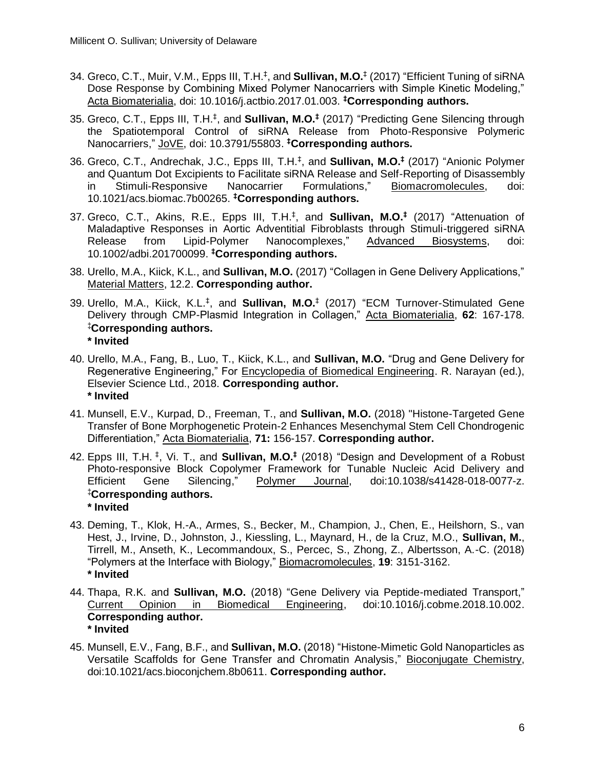34. Greco, C.T., Muir, V.M., Epps III, T.H.‡, and **Sullivan, M.O.**‡ (2017) "Efficient Tuning of siRNA Dose Response by Combining Mixed Polymer Nanocarriers with Simple Kinetic Modeling," Acta Biomaterialia, doi: 10.1016/j.actbio.2017.01.003. **‡Corresponding authors.**

35. Greco, C.T., Epps III, T.H.‡, and **Sullivan, M.O.‡** (2017) "Predicting Gene Silencing through the Spatiotemporal Control of siRNA Release from Photo-Responsive Polymeric Nanocarriers," JoVE, doi: 10.3791/55803. **‡Corresponding authors.**

36. Greco, C.T., Andrechak, J.C., Epps III, T.H.‡, and **Sullivan, M.O.‡** (2017) "Anionic Polymer and Quantum Dot Excipients to Facilitate siRNA Release and Self-Reporting of Disassembly in Stimuli-Responsive Nanocarrier Formulations," Biomacromolecules, doi: 10.1021/acs.biomac.7b00265. **‡Corresponding authors.**

37. Greco, C.T., Akins, R.E., Epps III, T.H.‡, and **Sullivan, M.O.‡** (2017) "Attenuation of Maladaptive Responses in Aortic Adventitial Fibroblasts through Stimuli-triggered siRNA Release from Lipid-Polymer Nanocomplexes," Advanced Biosystems, doi: 10.1002/adbi.201700099. **‡Corresponding authors.**

38. Urello, M.A., Kiick, K.L., and **Sullivan, M.O.** (2017) "Collagen in Gene Delivery Applications," Material Matters, 12.2. **Corresponding author.**

39. Urello, M.A., Kiick, K.L.‡, and **Sullivan, M.O.**‡ (2017) "ECM Turnover-Stimulated Gene Delivery through CMP-Plasmid Integration in Collagen," Acta Biomaterialia, **62**: 167-178. **‡Corresponding authors.**
    **\* Invited**

40. Urello, M.A., Fang, B., Luo, T., Kiick, K.L., and **Sullivan, M.O.** "Drug and Gene Delivery for Regenerative Engineering," For Encyclopedia of Biomedical Engineering. R. Narayan (ed.), Elsevier Science Ltd., 2018. **Corresponding author.**
    **\* Invited**

41. Munsell, E.V., Kurpad, D., Freeman, T., and **Sullivan, M.O.** (2018) "Histone-Targeted Gene Transfer of Bone Morphogenetic Protein-2 Enhances Mesenchymal Stem Cell Chondrogenic Differentiation," Acta Biomaterialia, **71:** 156-157. **Corresponding author.**

42. Epps III, T.H. ‡, Vi. T., and **Sullivan, M.O.‡** (2018) "Design and Development of a Robust Photo-responsive Block Copolymer Framework for Tunable Nucleic Acid Delivery and Efficient Gene Silencing," Polymer Journal, doi:10.1038/s41428-018-0077-z. **‡Corresponding authors.**
    **\* Invited**

43. Deming, T., Klok, H.-A., Armes, S., Becker, M., Champion, J., Chen, E., Heilshorn, S., van Hest, J., Irvine, D., Johnston, J., Kiessling, L., Maynard, H., de la Cruz, M.O., **Sullivan, M.**, Tirrell, M., Anseth, K., Lecommandoux, S., Percec, S., Zhong, Z., Albertsson, A.-C. (2018) "Polymers at the Interface with Biology," Biomacromolecules, **19**: 3151-3162.
    **\* Invited**

44. Thapa, R.K. and **Sullivan, M.O.** (2018) "Gene Delivery via Peptide-mediated Transport," Current Opinion in Biomedical Engineering, doi:10.1016/j.cobme.2018.10.002. **Corresponding author.**
    **\* Invited**

45. Munsell, E.V., Fang, B.F., and **Sullivan, M.O.** (2018) "Histone-Mimetic Gold Nanoparticles as Versatile Scaffolds for Gene Transfer and Chromatin Analysis," Bioconjugate Chemistry, doi:10.1021/acs.bioconjchem.8b0611. **Corresponding author.**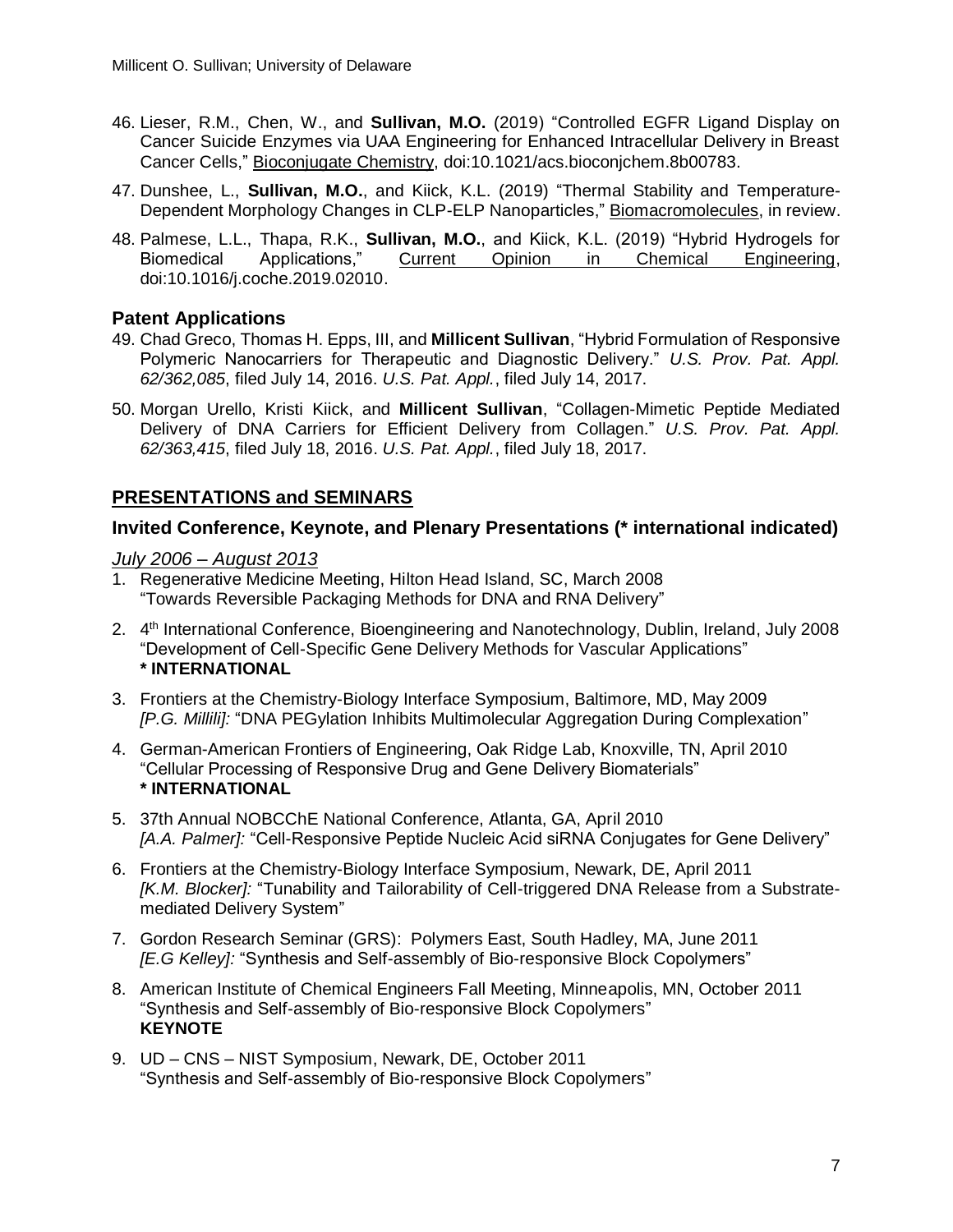46. Lieser, R.M., Chen, W., and **Sullivan, M.O.** (2019) “Controlled EGFR Ligand Display on Cancer Suicide Enzymes via UAA Engineering for Enhanced Intracellular Delivery in Breast Cancer Cells,” Bioconjugate Chemistry, doi:10.1021/acs.bioconjchem.8b00783.

47. Dunshee, L., **Sullivan, M.O.**, and Kiick, K.L. (2019) “Thermal Stability and Temperature-Dependent Morphology Changes in CLP-ELP Nanoparticles,” Biomacromolecules, in review.

48. Palmese, L.L., Thapa, R.K., **Sullivan, M.O.**, and Kiick, K.L. (2019) “Hybrid Hydrogels for Biomedical Applications,” Current Opinion in Chemical Engineering, doi:10.1016/j.coche.2019.02010.

## Patent Applications

49. Chad Greco, Thomas H. Epps, III, and **Millicent Sullivan**, “Hybrid Formulation of Responsive Polymeric Nanocarriers for Therapeutic and Diagnostic Delivery.” *U.S. Prov. Pat. Appl. 62/362,085*, filed July 14, 2016. *U.S. Pat. Appl.*, filed July 14, 2017.

50. Morgan Urello, Kristi Kiick, and **Millicent Sullivan**, “Collagen-Mimetic Peptide Mediated Delivery of DNA Carriers for Efficient Delivery from Collagen.” *U.S. Prov. Pat. Appl. 62/363,415*, filed July 18, 2016. *U.S. Pat. Appl.*, filed July 18, 2017.

## PRESENTATIONS and SEMINARS

### Invited Conference, Keynote, and Plenary Presentations (* international indicated)

*July 2006 – August 2013*

1. Regenerative Medicine Meeting, Hilton Head Island, SC, March 2008
   “Towards Reversible Packaging Methods for DNA and RNA Delivery”

2. 4th International Conference, Bioengineering and Nanotechnology, Dublin, Ireland, July 2008
   “Development of Cell-Specific Gene Delivery Methods for Vascular Applications”
   **\* INTERNATIONAL**

3. Frontiers at the Chemistry-Biology Interface Symposium, Baltimore, MD, May 2009
   *[P.G. Millili]:* “DNA PEGylation Inhibits Multimolecular Aggregation During Complexation”

4. German-American Frontiers of Engineering, Oak Ridge Lab, Knoxville, TN, April 2010
   “Cellular Processing of Responsive Drug and Gene Delivery Biomaterials”
   **\* INTERNATIONAL**

5. 37th Annual NOBCChE National Conference, Atlanta, GA, April 2010
   *[A.A. Palmer]:* “Cell-Responsive Peptide Nucleic Acid siRNA Conjugates for Gene Delivery”

6. Frontiers at the Chemistry-Biology Interface Symposium, Newark, DE, April 2011
   *[K.M. Blocker]:* “Tunability and Tailorability of Cell-triggered DNA Release from a Substrate-mediated Delivery System”

7. Gordon Research Seminar (GRS): Polymers East, South Hadley, MA, June 2011
   *[E.G Kelley]:* “Synthesis and Self-assembly of Bio-responsive Block Copolymers”

8. American Institute of Chemical Engineers Fall Meeting, Minneapolis, MN, October 2011
   “Synthesis and Self-assembly of Bio-responsive Block Copolymers”
   **KEYNOTE**

9. UD – CNS – NIST Symposium, Newark, DE, October 2011
   “Synthesis and Self-assembly of Bio-responsive Block Copolymers”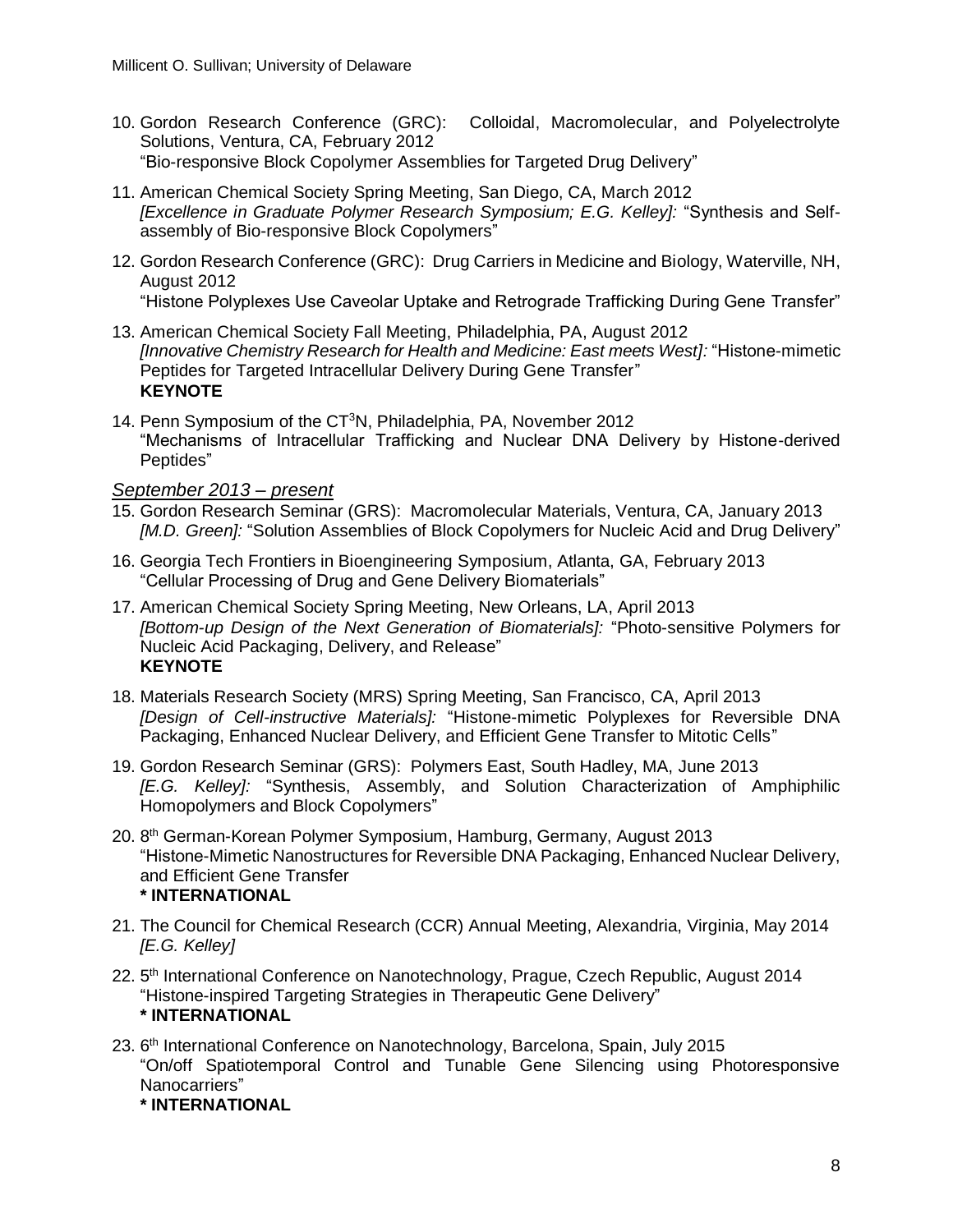10. Gordon Research Conference (GRC): Colloidal, Macromolecular, and Polyelectrolyte Solutions, Ventura, CA, February 2012
"Bio-responsive Block Copolymer Assemblies for Targeted Drug Delivery"

11. American Chemical Society Spring Meeting, San Diego, CA, March 2012
*[Excellence in Graduate Polymer Research Symposium; E.G. Kelley]:* "Synthesis and Self-assembly of Bio-responsive Block Copolymers"

12. Gordon Research Conference (GRC): Drug Carriers in Medicine and Biology, Waterville, NH, August 2012
"Histone Polyplexes Use Caveolar Uptake and Retrograde Trafficking During Gene Transfer"

13. American Chemical Society Fall Meeting, Philadelphia, PA, August 2012
*[Innovative Chemistry Research for Health and Medicine: East meets West]:* "Histone-mimetic Peptides for Targeted Intracellular Delivery During Gene Transfer"
**KEYNOTE**

14. Penn Symposium of the CT$^3$N, Philadelphia, PA, November 2012
"Mechanisms of Intracellular Trafficking and Nuclear DNA Delivery by Histone-derived Peptides"

*September 2013 – present*

15. Gordon Research Seminar (GRS): Macromolecular Materials, Ventura, CA, January 2013
*[M.D. Green]:* "Solution Assemblies of Block Copolymers for Nucleic Acid and Drug Delivery"

16. Georgia Tech Frontiers in Bioengineering Symposium, Atlanta, GA, February 2013
"Cellular Processing of Drug and Gene Delivery Biomaterials"

17. American Chemical Society Spring Meeting, New Orleans, LA, April 2013
*[Bottom-up Design of the Next Generation of Biomaterials]:* "Photo-sensitive Polymers for Nucleic Acid Packaging, Delivery, and Release"
**KEYNOTE**

18. Materials Research Society (MRS) Spring Meeting, San Francisco, CA, April 2013
*[Design of Cell-instructive Materials]:* "Histone-mimetic Polyplexes for Reversible DNA Packaging, Enhanced Nuclear Delivery, and Efficient Gene Transfer to Mitotic Cells"

19. Gordon Research Seminar (GRS): Polymers East, South Hadley, MA, June 2013
*[E.G. Kelley]:* "Synthesis, Assembly, and Solution Characterization of Amphiphilic Homopolymers and Block Copolymers"

20. 8th German-Korean Polymer Symposium, Hamburg, Germany, August 2013
"Histone-Mimetic Nanostructures for Reversible DNA Packaging, Enhanced Nuclear Delivery, and Efficient Gene Transfer
**\* INTERNATIONAL**

21. The Council for Chemical Research (CCR) Annual Meeting, Alexandria, Virginia, May 2014
*[E.G. Kelley]*

22. 5th International Conference on Nanotechnology, Prague, Czech Republic, August 2014
"Histone-inspired Targeting Strategies in Therapeutic Gene Delivery"
**\* INTERNATIONAL**

23. 6th International Conference on Nanotechnology, Barcelona, Spain, July 2015
"On/off Spatiotemporal Control and Tunable Gene Silencing using Photoresponsive Nanocarriers"
**\* INTERNATIONAL**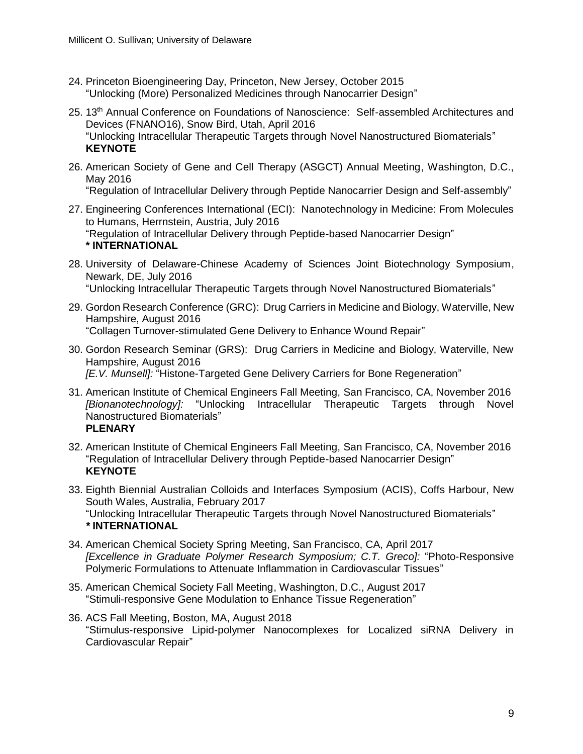24. Princeton Bioengineering Day, Princeton, New Jersey, October 2015
    "Unlocking (More) Personalized Medicines through Nanocarrier Design"

25. 13th Annual Conference on Foundations of Nanoscience: Self-assembled Architectures and Devices (FNANO16), Snow Bird, Utah, April 2016
    "Unlocking Intracellular Therapeutic Targets through Novel Nanostructured Biomaterials"
    **KEYNOTE**

26. American Society of Gene and Cell Therapy (ASGCT) Annual Meeting, Washington, D.C., May 2016
    "Regulation of Intracellular Delivery through Peptide Nanocarrier Design and Self-assembly"

27. Engineering Conferences International (ECI): Nanotechnology in Medicine: From Molecules to Humans, Herrnstein, Austria, July 2016
    "Regulation of Intracellular Delivery through Peptide-based Nanocarrier Design"
    **\* INTERNATIONAL**

28. University of Delaware-Chinese Academy of Sciences Joint Biotechnology Symposium, Newark, DE, July 2016
    "Unlocking Intracellular Therapeutic Targets through Novel Nanostructured Biomaterials"

29. Gordon Research Conference (GRC): Drug Carriers in Medicine and Biology, Waterville, New Hampshire, August 2016
    "Collagen Turnover-stimulated Gene Delivery to Enhance Wound Repair"

30. Gordon Research Seminar (GRS): Drug Carriers in Medicine and Biology, Waterville, New Hampshire, August 2016
    *[E.V. Munsell]:* "Histone-Targeted Gene Delivery Carriers for Bone Regeneration"

31. American Institute of Chemical Engineers Fall Meeting, San Francisco, CA, November 2016
    *[Bionanotechnology]:* "Unlocking Intracellular Therapeutic Targets through Novel Nanostructured Biomaterials"
    **PLENARY**

32. American Institute of Chemical Engineers Fall Meeting, San Francisco, CA, November 2016
    "Regulation of Intracellular Delivery through Peptide-based Nanocarrier Design"
    **KEYNOTE**

33. Eighth Biennial Australian Colloids and Interfaces Symposium (ACIS), Coffs Harbour, New South Wales, Australia, February 2017
    "Unlocking Intracellular Therapeutic Targets through Novel Nanostructured Biomaterials"
    **\* INTERNATIONAL**

34. American Chemical Society Spring Meeting, San Francisco, CA, April 2017
    *[Excellence in Graduate Polymer Research Symposium; C.T. Greco]:* "Photo-Responsive Polymeric Formulations to Attenuate Inflammation in Cardiovascular Tissues"

35. American Chemical Society Fall Meeting, Washington, D.C., August 2017
    "Stimuli-responsive Gene Modulation to Enhance Tissue Regeneration"

36. ACS Fall Meeting, Boston, MA, August 2018
    "Stimulus-responsive Lipid-polymer Nanocomplexes for Localized siRNA Delivery in Cardiovascular Repair"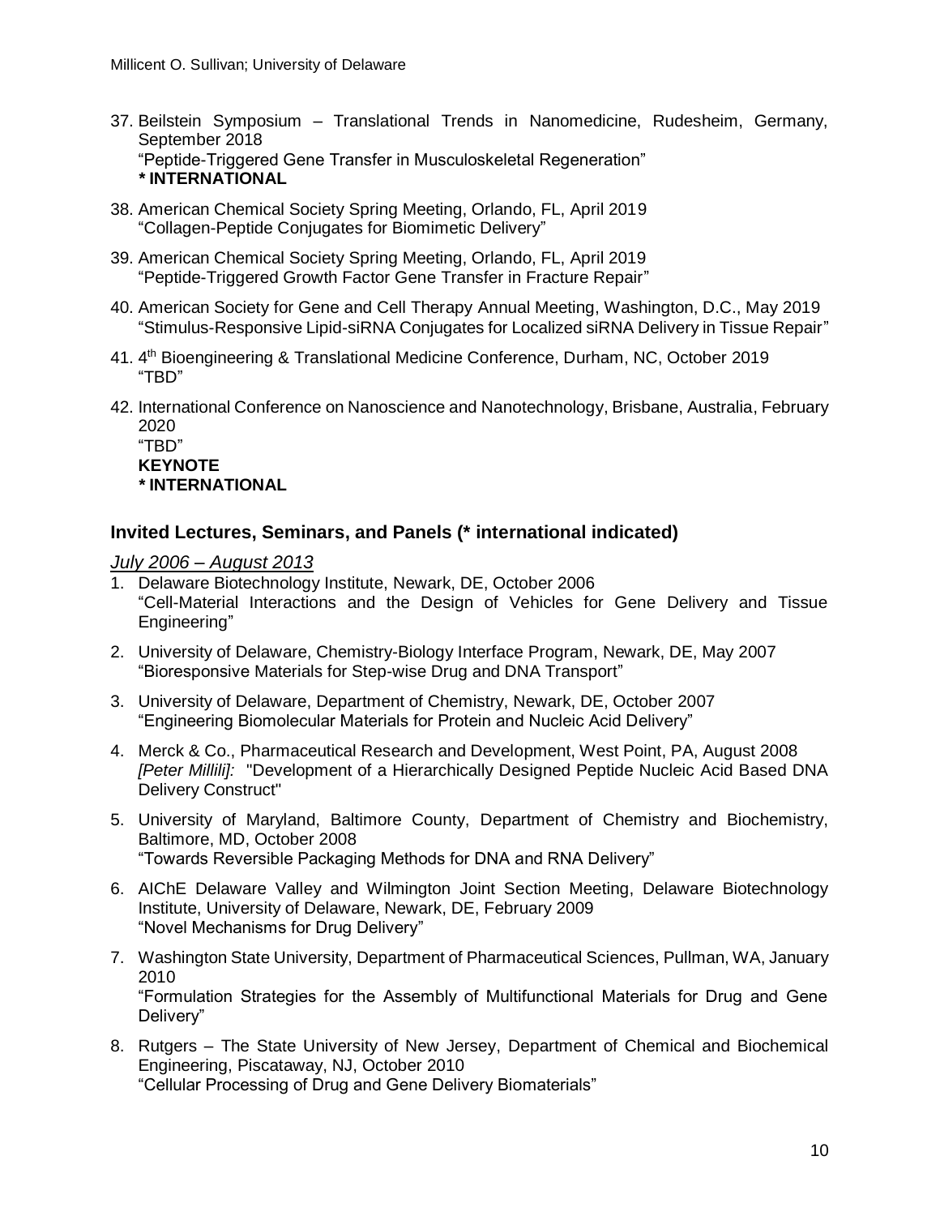37. Beilstein Symposium – Translational Trends in Nanomedicine, Rudesheim, Germany, September 2018
    "Peptide-Triggered Gene Transfer in Musculoskeletal Regeneration"
    **\* INTERNATIONAL**

38. American Chemical Society Spring Meeting, Orlando, FL, April 2019
    "Collagen-Peptide Conjugates for Biomimetic Delivery"

39. American Chemical Society Spring Meeting, Orlando, FL, April 2019
    "Peptide-Triggered Growth Factor Gene Transfer in Fracture Repair"

40. American Society for Gene and Cell Therapy Annual Meeting, Washington, D.C., May 2019
    "Stimulus-Responsive Lipid-siRNA Conjugates for Localized siRNA Delivery in Tissue Repair"

41. 4th Bioengineering & Translational Medicine Conference, Durham, NC, October 2019
    "TBD"

42. International Conference on Nanoscience and Nanotechnology, Brisbane, Australia, February 2020
    "TBD"
    **KEYNOTE**
    **\* INTERNATIONAL**

## Invited Lectures, Seminars, and Panels (* international indicated)

*July 2006 – August 2013*

1. Delaware Biotechnology Institute, Newark, DE, October 2006
   "Cell-Material Interactions and the Design of Vehicles for Gene Delivery and Tissue Engineering"

2. University of Delaware, Chemistry-Biology Interface Program, Newark, DE, May 2007
   "Bioresponsive Materials for Step-wise Drug and DNA Transport"

3. University of Delaware, Department of Chemistry, Newark, DE, October 2007
   "Engineering Biomolecular Materials for Protein and Nucleic Acid Delivery"

4. Merck & Co., Pharmaceutical Research and Development, West Point, PA, August 2008
   *[Peter Millili]:* "Development of a Hierarchically Designed Peptide Nucleic Acid Based DNA Delivery Construct"

5. University of Maryland, Baltimore County, Department of Chemistry and Biochemistry, Baltimore, MD, October 2008
   "Towards Reversible Packaging Methods for DNA and RNA Delivery"

6. AIChE Delaware Valley and Wilmington Joint Section Meeting, Delaware Biotechnology Institute, University of Delaware, Newark, DE, February 2009
   "Novel Mechanisms for Drug Delivery"

7. Washington State University, Department of Pharmaceutical Sciences, Pullman, WA, January 2010
   "Formulation Strategies for the Assembly of Multifunctional Materials for Drug and Gene Delivery"

8. Rutgers – The State University of New Jersey, Department of Chemical and Biochemical Engineering, Piscataway, NJ, October 2010
   "Cellular Processing of Drug and Gene Delivery Biomaterials"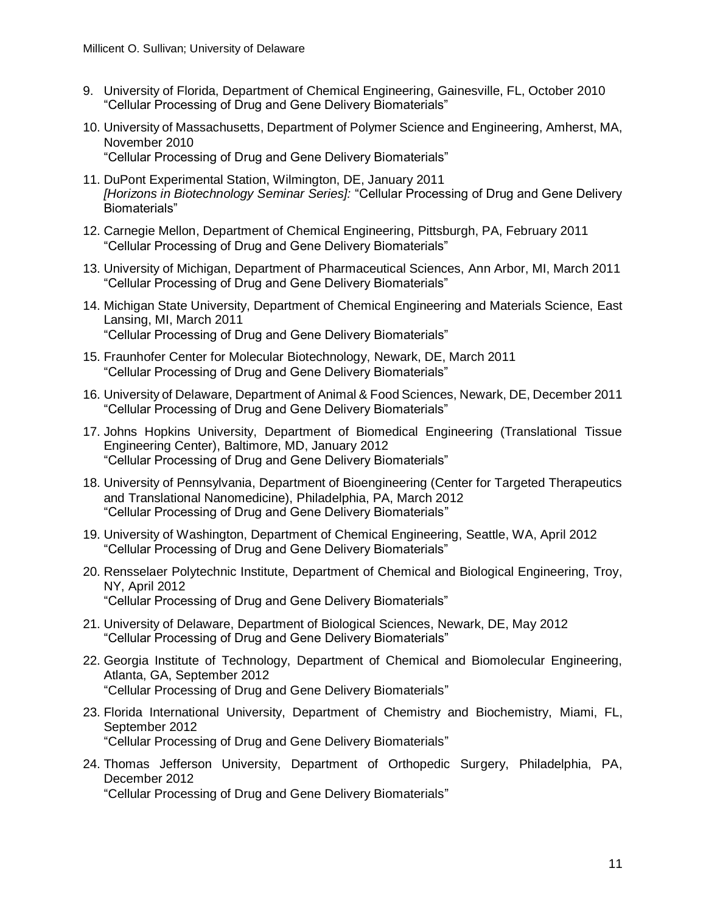9. University of Florida, Department of Chemical Engineering, Gainesville, FL, October 2010
   "Cellular Processing of Drug and Gene Delivery Biomaterials"

10. University of Massachusetts, Department of Polymer Science and Engineering, Amherst, MA, November 2010
    "Cellular Processing of Drug and Gene Delivery Biomaterials"

11. DuPont Experimental Station, Wilmington, DE, January 2011
    *[Horizons in Biotechnology Seminar Series]:* "Cellular Processing of Drug and Gene Delivery Biomaterials"

12. Carnegie Mellon, Department of Chemical Engineering, Pittsburgh, PA, February 2011
    "Cellular Processing of Drug and Gene Delivery Biomaterials"

13. University of Michigan, Department of Pharmaceutical Sciences, Ann Arbor, MI, March 2011
    "Cellular Processing of Drug and Gene Delivery Biomaterials"

14. Michigan State University, Department of Chemical Engineering and Materials Science, East Lansing, MI, March 2011
    "Cellular Processing of Drug and Gene Delivery Biomaterials"

15. Fraunhofer Center for Molecular Biotechnology, Newark, DE, March 2011
    "Cellular Processing of Drug and Gene Delivery Biomaterials"

16. University of Delaware, Department of Animal & Food Sciences, Newark, DE, December 2011
    "Cellular Processing of Drug and Gene Delivery Biomaterials"

17. Johns Hopkins University, Department of Biomedical Engineering (Translational Tissue Engineering Center), Baltimore, MD, January 2012
    "Cellular Processing of Drug and Gene Delivery Biomaterials"

18. University of Pennsylvania, Department of Bioengineering (Center for Targeted Therapeutics and Translational Nanomedicine), Philadelphia, PA, March 2012
    "Cellular Processing of Drug and Gene Delivery Biomaterials"

19. University of Washington, Department of Chemical Engineering, Seattle, WA, April 2012
    "Cellular Processing of Drug and Gene Delivery Biomaterials"

20. Rensselaer Polytechnic Institute, Department of Chemical and Biological Engineering, Troy, NY, April 2012
    "Cellular Processing of Drug and Gene Delivery Biomaterials"

21. University of Delaware, Department of Biological Sciences, Newark, DE, May 2012
    "Cellular Processing of Drug and Gene Delivery Biomaterials"

22. Georgia Institute of Technology, Department of Chemical and Biomolecular Engineering, Atlanta, GA, September 2012
    "Cellular Processing of Drug and Gene Delivery Biomaterials"

23. Florida International University, Department of Chemistry and Biochemistry, Miami, FL, September 2012
    "Cellular Processing of Drug and Gene Delivery Biomaterials"

24. Thomas Jefferson University, Department of Orthopedic Surgery, Philadelphia, PA, December 2012
    "Cellular Processing of Drug and Gene Delivery Biomaterials"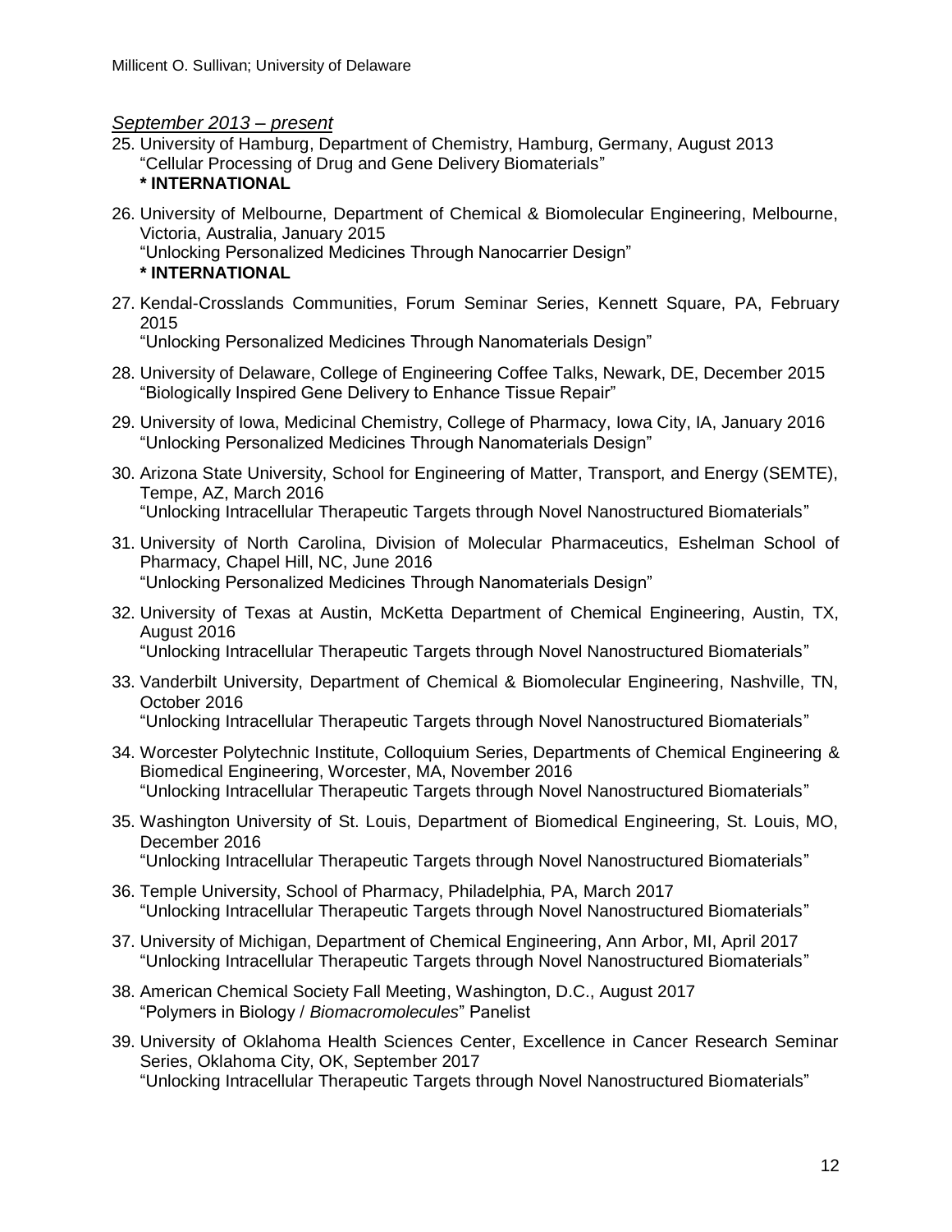*September 2013 – present*

25. University of Hamburg, Department of Chemistry, Hamburg, Germany, August 2013
    "Cellular Processing of Drug and Gene Delivery Biomaterials"
    **\* INTERNATIONAL**

26. University of Melbourne, Department of Chemical & Biomolecular Engineering, Melbourne, Victoria, Australia, January 2015
    "Unlocking Personalized Medicines Through Nanocarrier Design"
    **\* INTERNATIONAL**

27. Kendal-Crosslands Communities, Forum Seminar Series, Kennett Square, PA, February 2015
    "Unlocking Personalized Medicines Through Nanomaterials Design"

28. University of Delaware, College of Engineering Coffee Talks, Newark, DE, December 2015
    "Biologically Inspired Gene Delivery to Enhance Tissue Repair"

29. University of Iowa, Medicinal Chemistry, College of Pharmacy, Iowa City, IA, January 2016
    "Unlocking Personalized Medicines Through Nanomaterials Design"

30. Arizona State University, School for Engineering of Matter, Transport, and Energy (SEMTE), Tempe, AZ, March 2016
    "Unlocking Intracellular Therapeutic Targets through Novel Nanostructured Biomaterials"

31. University of North Carolina, Division of Molecular Pharmaceutics, Eshelman School of Pharmacy, Chapel Hill, NC, June 2016
    "Unlocking Personalized Medicines Through Nanomaterials Design"

32. University of Texas at Austin, McKetta Department of Chemical Engineering, Austin, TX, August 2016
    "Unlocking Intracellular Therapeutic Targets through Novel Nanostructured Biomaterials"

33. Vanderbilt University, Department of Chemical & Biomolecular Engineering, Nashville, TN, October 2016
    "Unlocking Intracellular Therapeutic Targets through Novel Nanostructured Biomaterials"

34. Worcester Polytechnic Institute, Colloquium Series, Departments of Chemical Engineering & Biomedical Engineering, Worcester, MA, November 2016
    "Unlocking Intracellular Therapeutic Targets through Novel Nanostructured Biomaterials"

35. Washington University of St. Louis, Department of Biomedical Engineering, St. Louis, MO, December 2016
    "Unlocking Intracellular Therapeutic Targets through Novel Nanostructured Biomaterials"

36. Temple University, School of Pharmacy, Philadelphia, PA, March 2017
    "Unlocking Intracellular Therapeutic Targets through Novel Nanostructured Biomaterials"

37. University of Michigan, Department of Chemical Engineering, Ann Arbor, MI, April 2017
    "Unlocking Intracellular Therapeutic Targets through Novel Nanostructured Biomaterials"

38. American Chemical Society Fall Meeting, Washington, D.C., August 2017
    "Polymers in Biology / *Biomacromolecules*" Panelist

39. University of Oklahoma Health Sciences Center, Excellence in Cancer Research Seminar Series, Oklahoma City, OK, September 2017
    "Unlocking Intracellular Therapeutic Targets through Novel Nanostructured Biomaterials"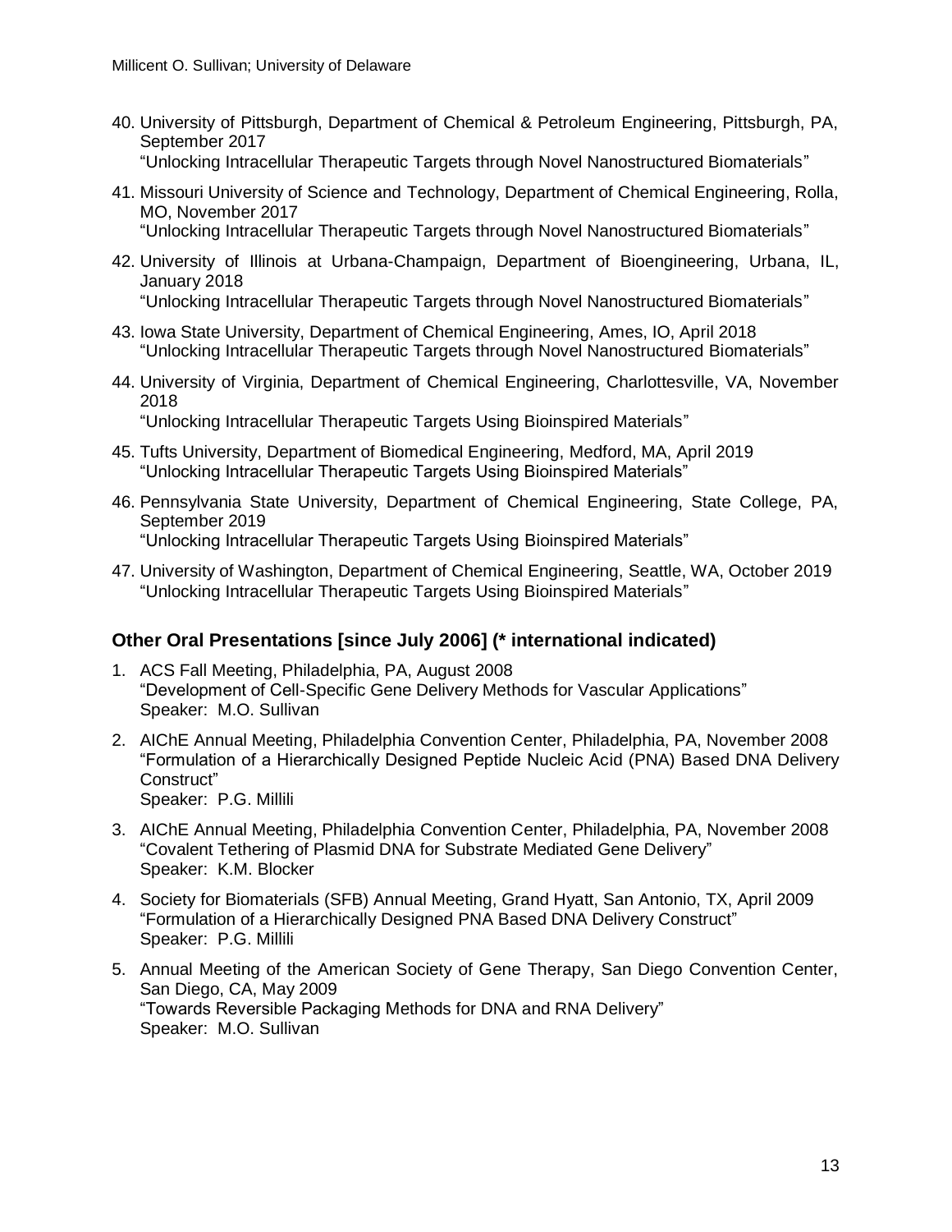40. University of Pittsburgh, Department of Chemical & Petroleum Engineering, Pittsburgh, PA, September 2017
    "Unlocking Intracellular Therapeutic Targets through Novel Nanostructured Biomaterials"

41. Missouri University of Science and Technology, Department of Chemical Engineering, Rolla, MO, November 2017
    "Unlocking Intracellular Therapeutic Targets through Novel Nanostructured Biomaterials"

42. University of Illinois at Urbana-Champaign, Department of Bioengineering, Urbana, IL, January 2018
    "Unlocking Intracellular Therapeutic Targets through Novel Nanostructured Biomaterials"

43. Iowa State University, Department of Chemical Engineering, Ames, IO, April 2018
    "Unlocking Intracellular Therapeutic Targets through Novel Nanostructured Biomaterials"

44. University of Virginia, Department of Chemical Engineering, Charlottesville, VA, November 2018
    "Unlocking Intracellular Therapeutic Targets Using Bioinspired Materials"

45. Tufts University, Department of Biomedical Engineering, Medford, MA, April 2019
    "Unlocking Intracellular Therapeutic Targets Using Bioinspired Materials"

46. Pennsylvania State University, Department of Chemical Engineering, State College, PA, September 2019
    "Unlocking Intracellular Therapeutic Targets Using Bioinspired Materials"

47. University of Washington, Department of Chemical Engineering, Seattle, WA, October 2019
    "Unlocking Intracellular Therapeutic Targets Using Bioinspired Materials"

## Other Oral Presentations [since July 2006] (* international indicated)

1. ACS Fall Meeting, Philadelphia, PA, August 2008
   "Development of Cell-Specific Gene Delivery Methods for Vascular Applications"
   Speaker: M.O. Sullivan

2. AIChE Annual Meeting, Philadelphia Convention Center, Philadelphia, PA, November 2008
   "Formulation of a Hierarchically Designed Peptide Nucleic Acid (PNA) Based DNA Delivery Construct"
   Speaker: P.G. Millili

3. AIChE Annual Meeting, Philadelphia Convention Center, Philadelphia, PA, November 2008
   "Covalent Tethering of Plasmid DNA for Substrate Mediated Gene Delivery"
   Speaker: K.M. Blocker

4. Society for Biomaterials (SFB) Annual Meeting, Grand Hyatt, San Antonio, TX, April 2009
   "Formulation of a Hierarchically Designed PNA Based DNA Delivery Construct"
   Speaker: P.G. Millili

5. Annual Meeting of the American Society of Gene Therapy, San Diego Convention Center, San Diego, CA, May 2009
   "Towards Reversible Packaging Methods for DNA and RNA Delivery"
   Speaker: M.O. Sullivan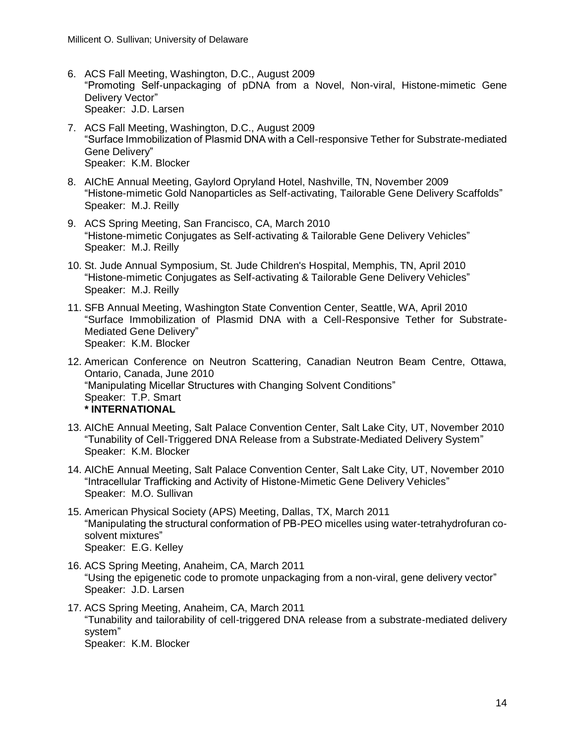6. ACS Fall Meeting, Washington, D.C., August 2009
   "Promoting Self-unpackaging of pDNA from a Novel, Non-viral, Histone-mimetic Gene Delivery Vector"
   Speaker: J.D. Larsen

7. ACS Fall Meeting, Washington, D.C., August 2009
   "Surface Immobilization of Plasmid DNA with a Cell-responsive Tether for Substrate-mediated Gene Delivery"
   Speaker: K.M. Blocker

8. AIChE Annual Meeting, Gaylord Opryland Hotel, Nashville, TN, November 2009
   "Histone-mimetic Gold Nanoparticles as Self-activating, Tailorable Gene Delivery Scaffolds"
   Speaker: M.J. Reilly

9. ACS Spring Meeting, San Francisco, CA, March 2010
   "Histone-mimetic Conjugates as Self-activating & Tailorable Gene Delivery Vehicles"
   Speaker: M.J. Reilly

10. St. Jude Annual Symposium, St. Jude Children's Hospital, Memphis, TN, April 2010
    "Histone-mimetic Conjugates as Self-activating & Tailorable Gene Delivery Vehicles"
    Speaker: M.J. Reilly

11. SFB Annual Meeting, Washington State Convention Center, Seattle, WA, April 2010
    "Surface Immobilization of Plasmid DNA with a Cell-Responsive Tether for Substrate-Mediated Gene Delivery"
    Speaker: K.M. Blocker

12. American Conference on Neutron Scattering, Canadian Neutron Beam Centre, Ottawa, Ontario, Canada, June 2010
    "Manipulating Micellar Structures with Changing Solvent Conditions"
    Speaker: T.P. Smart
    **\* INTERNATIONAL**

13. AIChE Annual Meeting, Salt Palace Convention Center, Salt Lake City, UT, November 2010
    "Tunability of Cell-Triggered DNA Release from a Substrate-Mediated Delivery System"
    Speaker: K.M. Blocker

14. AIChE Annual Meeting, Salt Palace Convention Center, Salt Lake City, UT, November 2010
    "Intracellular Trafficking and Activity of Histone-Mimetic Gene Delivery Vehicles"
    Speaker: M.O. Sullivan

15. American Physical Society (APS) Meeting, Dallas, TX, March 2011
    "Manipulating the structural conformation of PB-PEO micelles using water-tetrahydrofuran co-solvent mixtures"
    Speaker: E.G. Kelley

16. ACS Spring Meeting, Anaheim, CA, March 2011
    "Using the epigenetic code to promote unpackaging from a non-viral, gene delivery vector"
    Speaker: J.D. Larsen

17. ACS Spring Meeting, Anaheim, CA, March 2011
    "Tunability and tailorability of cell-triggered DNA release from a substrate-mediated delivery system"
    Speaker: K.M. Blocker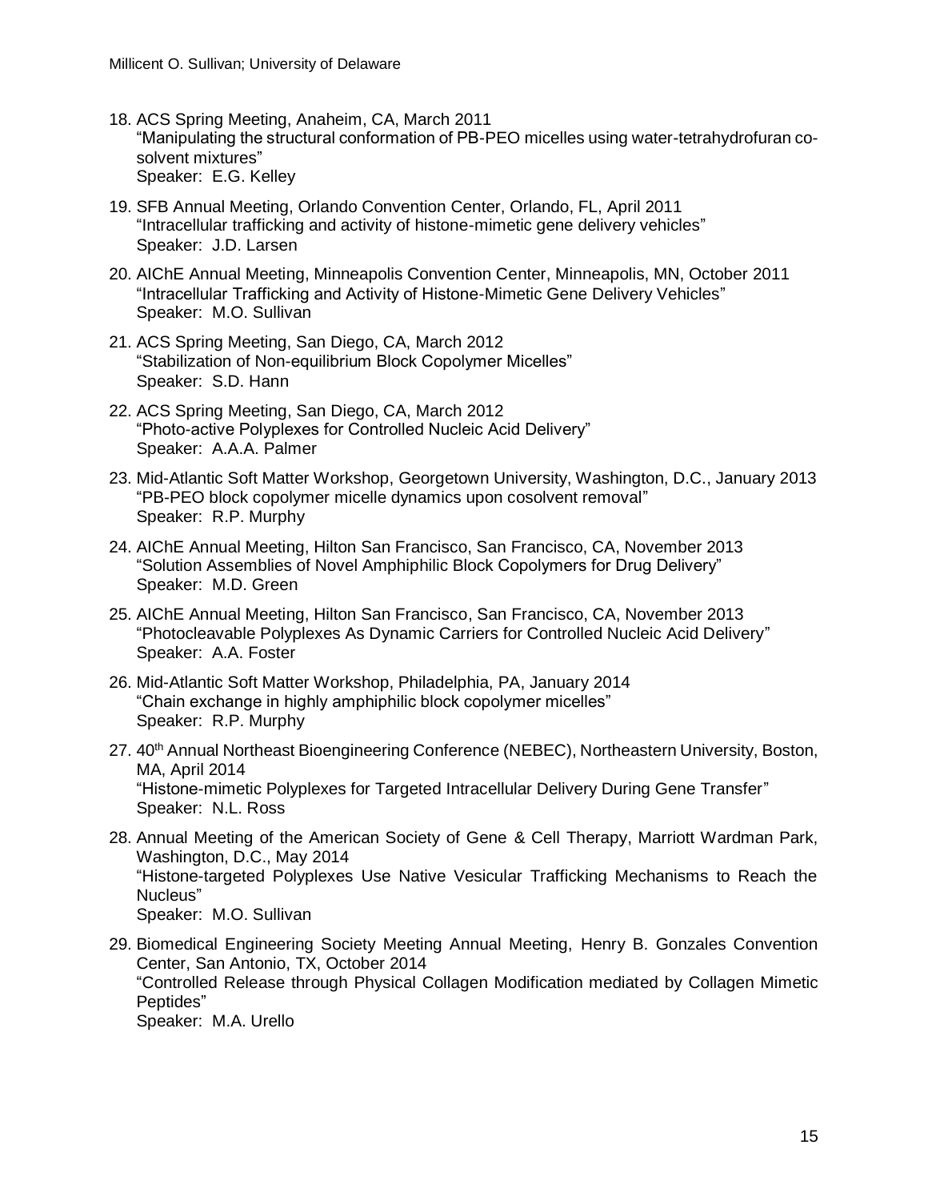18. ACS Spring Meeting, Anaheim, CA, March 2011
    "Manipulating the structural conformation of PB-PEO micelles using water-tetrahydrofuran co-solvent mixtures"
    Speaker: E.G. Kelley

19. SFB Annual Meeting, Orlando Convention Center, Orlando, FL, April 2011
    "Intracellular trafficking and activity of histone-mimetic gene delivery vehicles"
    Speaker: J.D. Larsen

20. AIChE Annual Meeting, Minneapolis Convention Center, Minneapolis, MN, October 2011
    "Intracellular Trafficking and Activity of Histone-Mimetic Gene Delivery Vehicles"
    Speaker: M.O. Sullivan

21. ACS Spring Meeting, San Diego, CA, March 2012
    "Stabilization of Non-equilibrium Block Copolymer Micelles"
    Speaker: S.D. Hann

22. ACS Spring Meeting, San Diego, CA, March 2012
    "Photo-active Polyplexes for Controlled Nucleic Acid Delivery"
    Speaker: A.A.A. Palmer

23. Mid-Atlantic Soft Matter Workshop, Georgetown University, Washington, D.C., January 2013
    "PB-PEO block copolymer micelle dynamics upon cosolvent removal"
    Speaker: R.P. Murphy

24. AIChE Annual Meeting, Hilton San Francisco, San Francisco, CA, November 2013
    "Solution Assemblies of Novel Amphiphilic Block Copolymers for Drug Delivery"
    Speaker: M.D. Green

25. AIChE Annual Meeting, Hilton San Francisco, San Francisco, CA, November 2013
    "Photocleavable Polyplexes As Dynamic Carriers for Controlled Nucleic Acid Delivery"
    Speaker: A.A. Foster

26. Mid-Atlantic Soft Matter Workshop, Philadelphia, PA, January 2014
    "Chain exchange in highly amphiphilic block copolymer micelles"
    Speaker: R.P. Murphy

27. 40th Annual Northeast Bioengineering Conference (NEBEC), Northeastern University, Boston, MA, April 2014
    "Histone-mimetic Polyplexes for Targeted Intracellular Delivery During Gene Transfer"
    Speaker: N.L. Ross

28. Annual Meeting of the American Society of Gene & Cell Therapy, Marriott Wardman Park, Washington, D.C., May 2014
    "Histone-targeted Polyplexes Use Native Vesicular Trafficking Mechanisms to Reach the Nucleus"
    Speaker: M.O. Sullivan

29. Biomedical Engineering Society Meeting Annual Meeting, Henry B. Gonzales Convention Center, San Antonio, TX, October 2014
    "Controlled Release through Physical Collagen Modification mediated by Collagen Mimetic Peptides"
    Speaker: M.A. Urello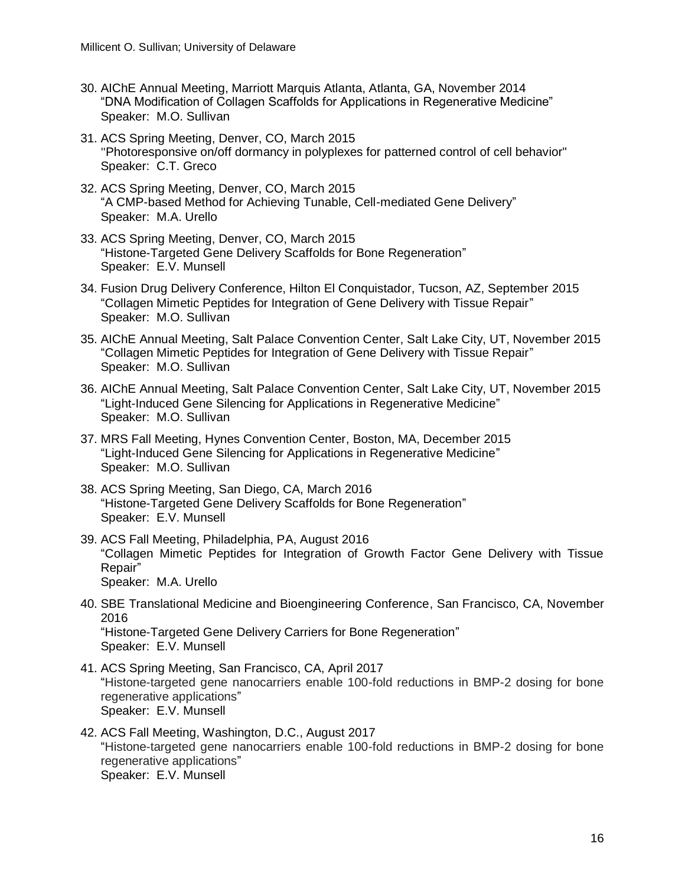30. AIChE Annual Meeting, Marriott Marquis Atlanta, Atlanta, GA, November 2014
    "DNA Modification of Collagen Scaffolds for Applications in Regenerative Medicine"
    Speaker: M.O. Sullivan

31. ACS Spring Meeting, Denver, CO, March 2015
    "Photoresponsive on/off dormancy in polyplexes for patterned control of cell behavior"
    Speaker: C.T. Greco

32. ACS Spring Meeting, Denver, CO, March 2015
    "A CMP-based Method for Achieving Tunable, Cell-mediated Gene Delivery"
    Speaker: M.A. Urello

33. ACS Spring Meeting, Denver, CO, March 2015
    "Histone-Targeted Gene Delivery Scaffolds for Bone Regeneration"
    Speaker: E.V. Munsell

34. Fusion Drug Delivery Conference, Hilton El Conquistador, Tucson, AZ, September 2015
    "Collagen Mimetic Peptides for Integration of Gene Delivery with Tissue Repair"
    Speaker: M.O. Sullivan

35. AIChE Annual Meeting, Salt Palace Convention Center, Salt Lake City, UT, November 2015
    "Collagen Mimetic Peptides for Integration of Gene Delivery with Tissue Repair"
    Speaker: M.O. Sullivan

36. AIChE Annual Meeting, Salt Palace Convention Center, Salt Lake City, UT, November 2015
    "Light-Induced Gene Silencing for Applications in Regenerative Medicine"
    Speaker: M.O. Sullivan

37. MRS Fall Meeting, Hynes Convention Center, Boston, MA, December 2015
    "Light-Induced Gene Silencing for Applications in Regenerative Medicine"
    Speaker: M.O. Sullivan

38. ACS Spring Meeting, San Diego, CA, March 2016
    "Histone-Targeted Gene Delivery Scaffolds for Bone Regeneration"
    Speaker: E.V. Munsell

39. ACS Fall Meeting, Philadelphia, PA, August 2016
    "Collagen Mimetic Peptides for Integration of Growth Factor Gene Delivery with Tissue Repair"
    Speaker: M.A. Urello

40. SBE Translational Medicine and Bioengineering Conference, San Francisco, CA, November 2016
    "Histone-Targeted Gene Delivery Carriers for Bone Regeneration"
    Speaker: E.V. Munsell

41. ACS Spring Meeting, San Francisco, CA, April 2017
    "Histone-targeted gene nanocarriers enable 100-fold reductions in BMP-2 dosing for bone regenerative applications"
    Speaker: E.V. Munsell

42. ACS Fall Meeting, Washington, D.C., August 2017
    "Histone-targeted gene nanocarriers enable 100-fold reductions in BMP-2 dosing for bone regenerative applications"
    Speaker: E.V. Munsell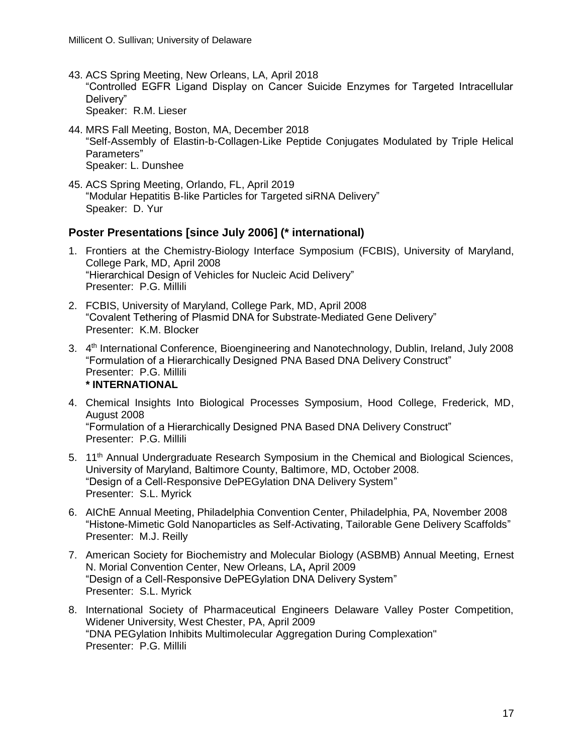43. ACS Spring Meeting, New Orleans, LA, April 2018
"Controlled EGFR Ligand Display on Cancer Suicide Enzymes for Targeted Intracellular Delivery"
Speaker: R.M. Lieser

44. MRS Fall Meeting, Boston, MA, December 2018
"Self-Assembly of Elastin-b-Collagen-Like Peptide Conjugates Modulated by Triple Helical Parameters"
Speaker: L. Dunshee

45. ACS Spring Meeting, Orlando, FL, April 2019
"Modular Hepatitis B-like Particles for Targeted siRNA Delivery"
Speaker: D. Yur

## Poster Presentations [since July 2006] (* international)

1. Frontiers at the Chemistry-Biology Interface Symposium (FCBIS), University of Maryland, College Park, MD, April 2008
"Hierarchical Design of Vehicles for Nucleic Acid Delivery"
Presenter: P.G. Millili

2. FCBIS, University of Maryland, College Park, MD, April 2008
"Covalent Tethering of Plasmid DNA for Substrate-Mediated Gene Delivery"
Presenter: K.M. Blocker

3. 4th International Conference, Bioengineering and Nanotechnology, Dublin, Ireland, July 2008
"Formulation of a Hierarchically Designed PNA Based DNA Delivery Construct"
Presenter: P.G. Millili
**\* INTERNATIONAL**

4. Chemical Insights Into Biological Processes Symposium, Hood College, Frederick, MD, August 2008
"Formulation of a Hierarchically Designed PNA Based DNA Delivery Construct"
Presenter: P.G. Millili

5. 11th Annual Undergraduate Research Symposium in the Chemical and Biological Sciences, University of Maryland, Baltimore County, Baltimore, MD, October 2008.
"Design of a Cell-Responsive DePEGylation DNA Delivery System"
Presenter: S.L. Myrick

6. AIChE Annual Meeting, Philadelphia Convention Center, Philadelphia, PA, November 2008
"Histone-Mimetic Gold Nanoparticles as Self-Activating, Tailorable Gene Delivery Scaffolds"
Presenter: M.J. Reilly

7. American Society for Biochemistry and Molecular Biology (ASBMB) Annual Meeting, Ernest N. Morial Convention Center, New Orleans, LA**,** April 2009
"Design of a Cell-Responsive DePEGylation DNA Delivery System"
Presenter: S.L. Myrick

8. International Society of Pharmaceutical Engineers Delaware Valley Poster Competition, Widener University, West Chester, PA, April 2009
"DNA PEGylation Inhibits Multimolecular Aggregation During Complexation"
Presenter: P.G. Millili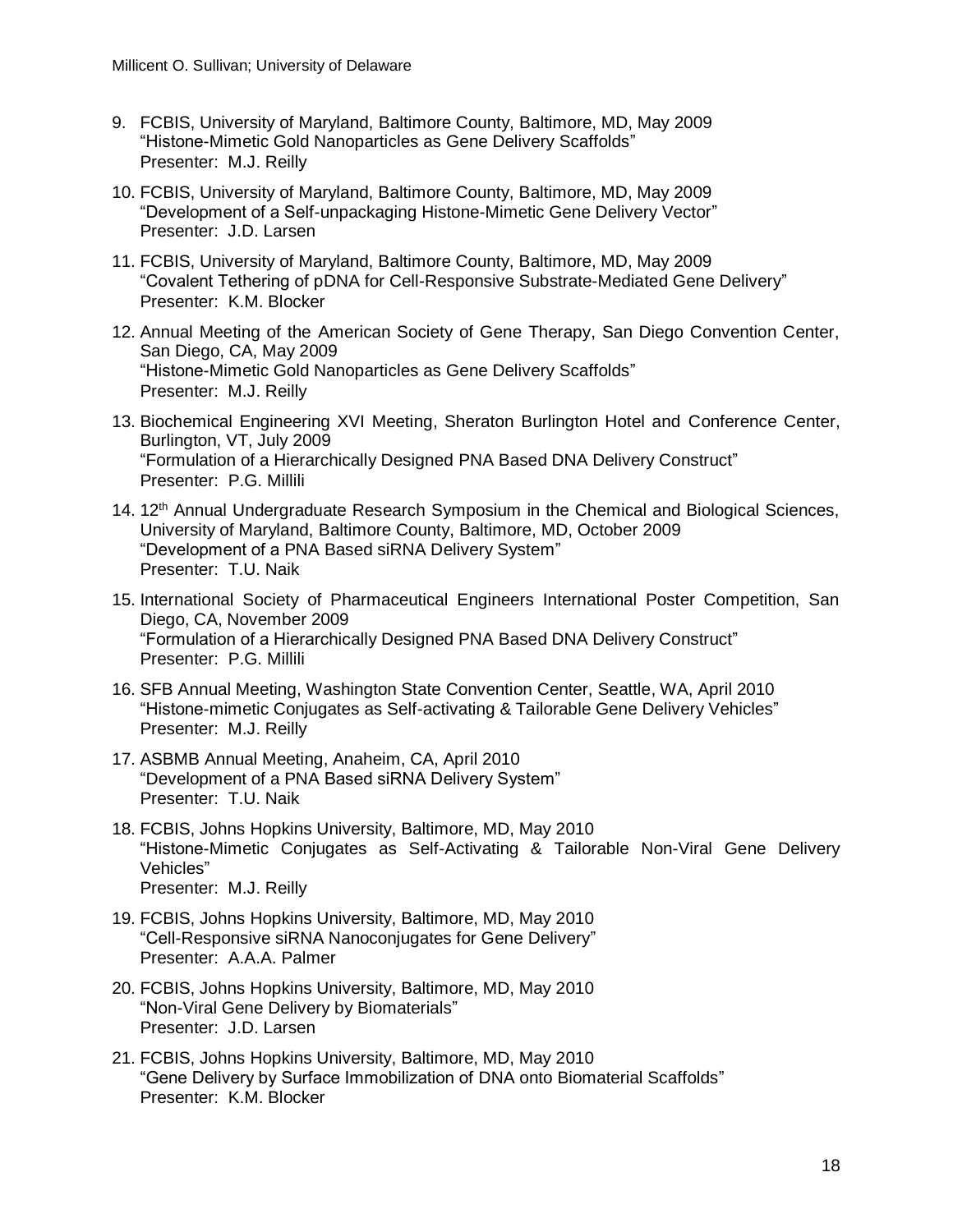9. FCBIS, University of Maryland, Baltimore County, Baltimore, MD, May 2009
   "Histone-Mimetic Gold Nanoparticles as Gene Delivery Scaffolds"
   Presenter: M.J. Reilly

10. FCBIS, University of Maryland, Baltimore County, Baltimore, MD, May 2009
    "Development of a Self-unpackaging Histone-Mimetic Gene Delivery Vector"
    Presenter: J.D. Larsen

11. FCBIS, University of Maryland, Baltimore County, Baltimore, MD, May 2009
    "Covalent Tethering of pDNA for Cell-Responsive Substrate-Mediated Gene Delivery"
    Presenter: K.M. Blocker

12. Annual Meeting of the American Society of Gene Therapy, San Diego Convention Center, San Diego, CA, May 2009
    "Histone-Mimetic Gold Nanoparticles as Gene Delivery Scaffolds"
    Presenter: M.J. Reilly

13. Biochemical Engineering XVI Meeting, Sheraton Burlington Hotel and Conference Center, Burlington, VT, July 2009
    "Formulation of a Hierarchically Designed PNA Based DNA Delivery Construct"
    Presenter: P.G. Millili

14. 12th Annual Undergraduate Research Symposium in the Chemical and Biological Sciences, University of Maryland, Baltimore County, Baltimore, MD, October 2009
    "Development of a PNA Based siRNA Delivery System"
    Presenter: T.U. Naik

15. International Society of Pharmaceutical Engineers International Poster Competition, San Diego, CA, November 2009
    "Formulation of a Hierarchically Designed PNA Based DNA Delivery Construct"
    Presenter: P.G. Millili

16. SFB Annual Meeting, Washington State Convention Center, Seattle, WA, April 2010
    "Histone-mimetic Conjugates as Self-activating & Tailorable Gene Delivery Vehicles"
    Presenter: M.J. Reilly

17. ASBMB Annual Meeting, Anaheim, CA, April 2010
    "Development of a PNA Based siRNA Delivery System"
    Presenter: T.U. Naik

18. FCBIS, Johns Hopkins University, Baltimore, MD, May 2010
    "Histone-Mimetic Conjugates as Self-Activating & Tailorable Non-Viral Gene Delivery Vehicles"
    Presenter: M.J. Reilly

19. FCBIS, Johns Hopkins University, Baltimore, MD, May 2010
    "Cell-Responsive siRNA Nanoconjugates for Gene Delivery"
    Presenter: A.A.A. Palmer

20. FCBIS, Johns Hopkins University, Baltimore, MD, May 2010
    "Non-Viral Gene Delivery by Biomaterials"
    Presenter: J.D. Larsen

21. FCBIS, Johns Hopkins University, Baltimore, MD, May 2010
    "Gene Delivery by Surface Immobilization of DNA onto Biomaterial Scaffolds"
    Presenter: K.M. Blocker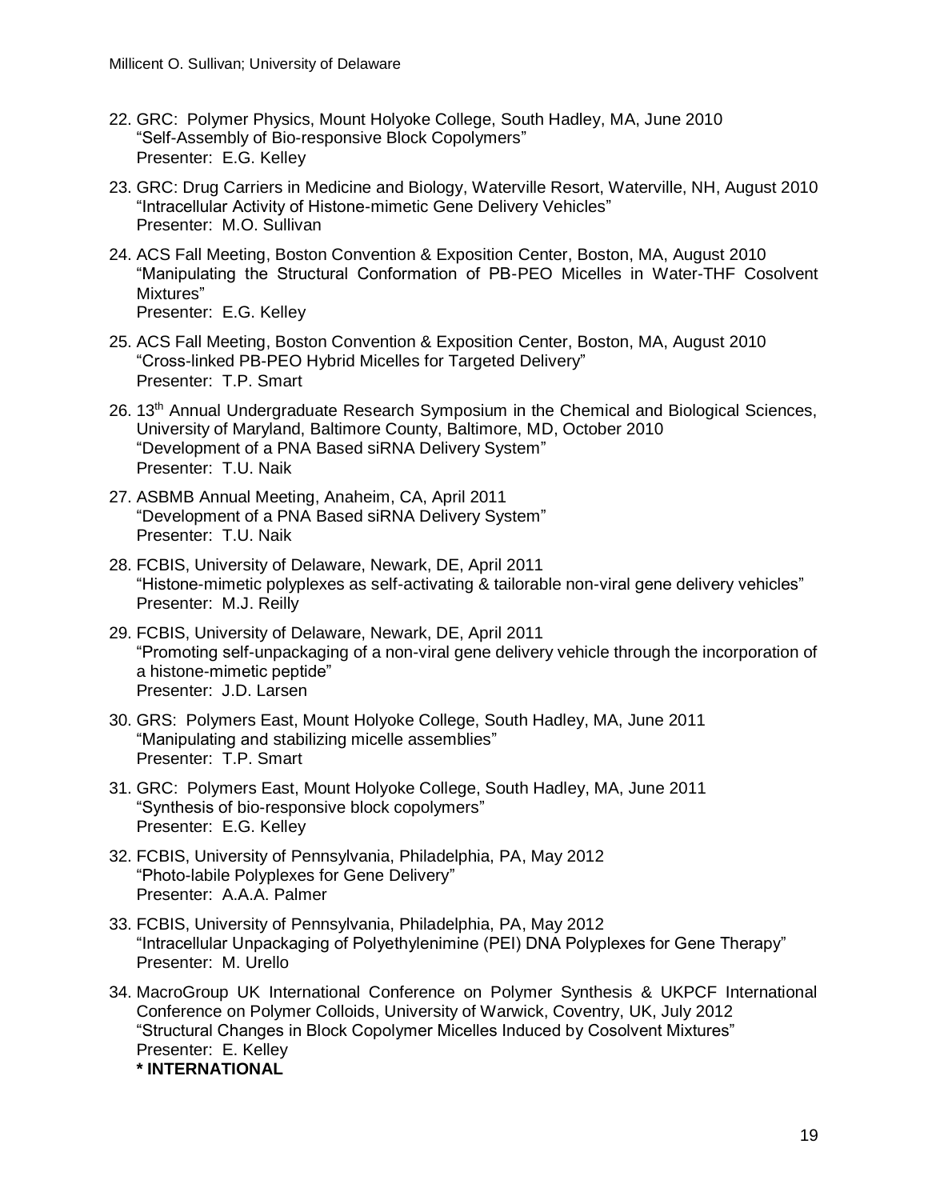22. GRC: Polymer Physics, Mount Holyoke College, South Hadley, MA, June 2010
    "Self-Assembly of Bio-responsive Block Copolymers"
    Presenter: E.G. Kelley

23. GRC: Drug Carriers in Medicine and Biology, Waterville Resort, Waterville, NH, August 2010
    "Intracellular Activity of Histone-mimetic Gene Delivery Vehicles"
    Presenter: M.O. Sullivan

24. ACS Fall Meeting, Boston Convention & Exposition Center, Boston, MA, August 2010
    "Manipulating the Structural Conformation of PB-PEO Micelles in Water-THF Cosolvent Mixtures"
    Presenter: E.G. Kelley

25. ACS Fall Meeting, Boston Convention & Exposition Center, Boston, MA, August 2010
    "Cross-linked PB-PEO Hybrid Micelles for Targeted Delivery"
    Presenter: T.P. Smart

26. 13th Annual Undergraduate Research Symposium in the Chemical and Biological Sciences, University of Maryland, Baltimore County, Baltimore, MD, October 2010
    "Development of a PNA Based siRNA Delivery System"
    Presenter: T.U. Naik

27. ASBMB Annual Meeting, Anaheim, CA, April 2011
    "Development of a PNA Based siRNA Delivery System"
    Presenter: T.U. Naik

28. FCBIS, University of Delaware, Newark, DE, April 2011
    "Histone-mimetic polyplexes as self-activating & tailorable non-viral gene delivery vehicles"
    Presenter: M.J. Reilly

29. FCBIS, University of Delaware, Newark, DE, April 2011
    "Promoting self-unpackaging of a non-viral gene delivery vehicle through the incorporation of a histone-mimetic peptide"
    Presenter: J.D. Larsen

30. GRS: Polymers East, Mount Holyoke College, South Hadley, MA, June 2011
    "Manipulating and stabilizing micelle assemblies"
    Presenter: T.P. Smart

31. GRC: Polymers East, Mount Holyoke College, South Hadley, MA, June 2011
    "Synthesis of bio-responsive block copolymers"
    Presenter: E.G. Kelley

32. FCBIS, University of Pennsylvania, Philadelphia, PA, May 2012
    "Photo-labile Polyplexes for Gene Delivery"
    Presenter: A.A.A. Palmer

33. FCBIS, University of Pennsylvania, Philadelphia, PA, May 2012
    "Intracellular Unpackaging of Polyethylenimine (PEI) DNA Polyplexes for Gene Therapy"
    Presenter: M. Urello

34. MacroGroup UK International Conference on Polymer Synthesis & UKPCF International Conference on Polymer Colloids, University of Warwick, Coventry, UK, July 2012
    "Structural Changes in Block Copolymer Micelles Induced by Cosolvent Mixtures"
    Presenter: E. Kelley
    **\* INTERNATIONAL**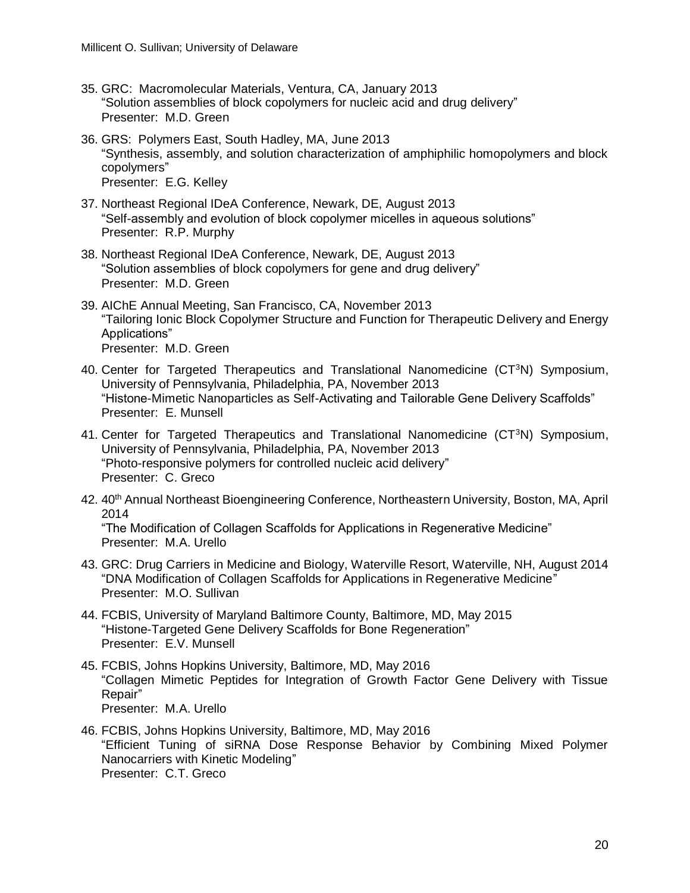35. GRC: Macromolecular Materials, Ventura, CA, January 2013
    "Solution assemblies of block copolymers for nucleic acid and drug delivery"
    Presenter: M.D. Green

36. GRS: Polymers East, South Hadley, MA, June 2013
    "Synthesis, assembly, and solution characterization of amphiphilic homopolymers and block copolymers"
    Presenter: E.G. Kelley

37. Northeast Regional IDeA Conference, Newark, DE, August 2013
    "Self-assembly and evolution of block copolymer micelles in aqueous solutions"
    Presenter: R.P. Murphy

38. Northeast Regional IDeA Conference, Newark, DE, August 2013
    "Solution assemblies of block copolymers for gene and drug delivery"
    Presenter: M.D. Green

39. AIChE Annual Meeting, San Francisco, CA, November 2013
    "Tailoring Ionic Block Copolymer Structure and Function for Therapeutic Delivery and Energy Applications"
    Presenter: M.D. Green

40. Center for Targeted Therapeutics and Translational Nanomedicine ($CT^3N$) Symposium, University of Pennsylvania, Philadelphia, PA, November 2013
    "Histone-Mimetic Nanoparticles as Self-Activating and Tailorable Gene Delivery Scaffolds"
    Presenter: E. Munsell

41. Center for Targeted Therapeutics and Translational Nanomedicine ($CT^3N$) Symposium, University of Pennsylvania, Philadelphia, PA, November 2013
    "Photo-responsive polymers for controlled nucleic acid delivery"
    Presenter: C. Greco

42. 40th Annual Northeast Bioengineering Conference, Northeastern University, Boston, MA, April 2014
    "The Modification of Collagen Scaffolds for Applications in Regenerative Medicine"
    Presenter: M.A. Urello

43. GRC: Drug Carriers in Medicine and Biology, Waterville Resort, Waterville, NH, August 2014
    "DNA Modification of Collagen Scaffolds for Applications in Regenerative Medicine"
    Presenter: M.O. Sullivan

44. FCBIS, University of Maryland Baltimore County, Baltimore, MD, May 2015
    "Histone-Targeted Gene Delivery Scaffolds for Bone Regeneration"
    Presenter: E.V. Munsell

45. FCBIS, Johns Hopkins University, Baltimore, MD, May 2016
    "Collagen Mimetic Peptides for Integration of Growth Factor Gene Delivery with Tissue Repair"
    Presenter: M.A. Urello

46. FCBIS, Johns Hopkins University, Baltimore, MD, May 2016
    "Efficient Tuning of siRNA Dose Response Behavior by Combining Mixed Polymer Nanocarriers with Kinetic Modeling"
    Presenter: C.T. Greco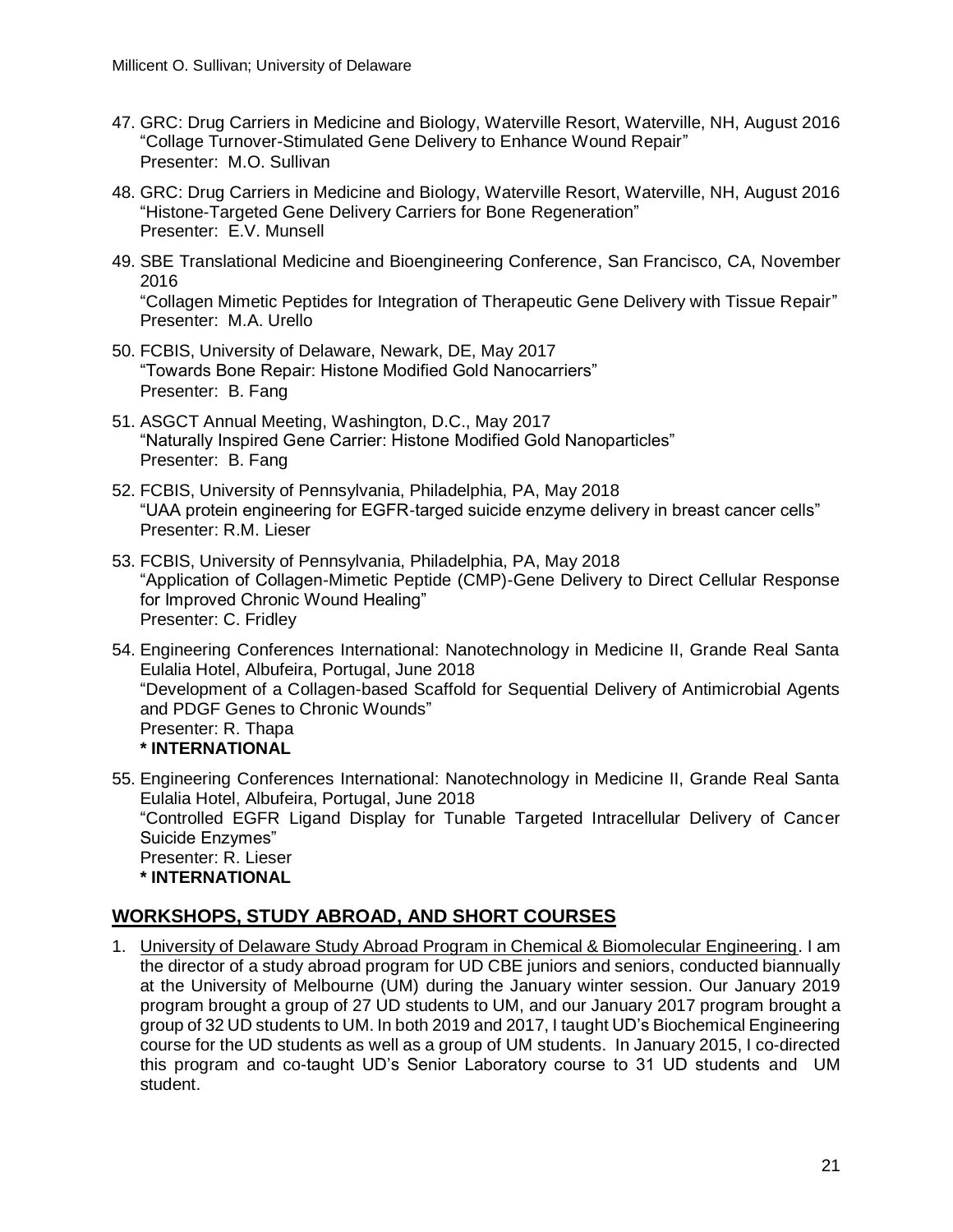47. GRC: Drug Carriers in Medicine and Biology, Waterville Resort, Waterville, NH, August 2016
"Collage Turnover-Stimulated Gene Delivery to Enhance Wound Repair"
Presenter: M.O. Sullivan

48. GRC: Drug Carriers in Medicine and Biology, Waterville Resort, Waterville, NH, August 2016
"Histone-Targeted Gene Delivery Carriers for Bone Regeneration"
Presenter: E.V. Munsell

49. SBE Translational Medicine and Bioengineering Conference, San Francisco, CA, November 2016
"Collagen Mimetic Peptides for Integration of Therapeutic Gene Delivery with Tissue Repair"
Presenter: M.A. Urello

50. FCBIS, University of Delaware, Newark, DE, May 2017
"Towards Bone Repair: Histone Modified Gold Nanocarriers"
Presenter: B. Fang

51. ASGCT Annual Meeting, Washington, D.C., May 2017
"Naturally Inspired Gene Carrier: Histone Modified Gold Nanoparticles"
Presenter: B. Fang

52. FCBIS, University of Pennsylvania, Philadelphia, PA, May 2018
"UAA protein engineering for EGFR-targed suicide enzyme delivery in breast cancer cells"
Presenter: R.M. Lieser

53. FCBIS, University of Pennsylvania, Philadelphia, PA, May 2018
"Application of Collagen-Mimetic Peptide (CMP)-Gene Delivery to Direct Cellular Response for Improved Chronic Wound Healing"
Presenter: C. Fridley

54. Engineering Conferences International: Nanotechnology in Medicine II, Grande Real Santa Eulalia Hotel, Albufeira, Portugal, June 2018
"Development of a Collagen-based Scaffold for Sequential Delivery of Antimicrobial Agents and PDGF Genes to Chronic Wounds"
Presenter: R. Thapa
**\* INTERNATIONAL**

55. Engineering Conferences International: Nanotechnology in Medicine II, Grande Real Santa Eulalia Hotel, Albufeira, Portugal, June 2018
"Controlled EGFR Ligand Display for Tunable Targeted Intracellular Delivery of Cancer Suicide Enzymes"
Presenter: R. Lieser
**\* INTERNATIONAL**

## WORKSHOPS, STUDY ABROAD, AND SHORT COURSES

1. University of Delaware Study Abroad Program in Chemical & Biomolecular Engineering. I am the director of a study abroad program for UD CBE juniors and seniors, conducted biannually at the University of Melbourne (UM) during the January winter session. Our January 2019 program brought a group of 27 UD students to UM, and our January 2017 program brought a group of 32 UD students to UM. In both 2019 and 2017, I taught UD's Biochemical Engineering course for the UD students as well as a group of UM students. In January 2015, I co-directed this program and co-taught UD's Senior Laboratory course to 31 UD students and UM student.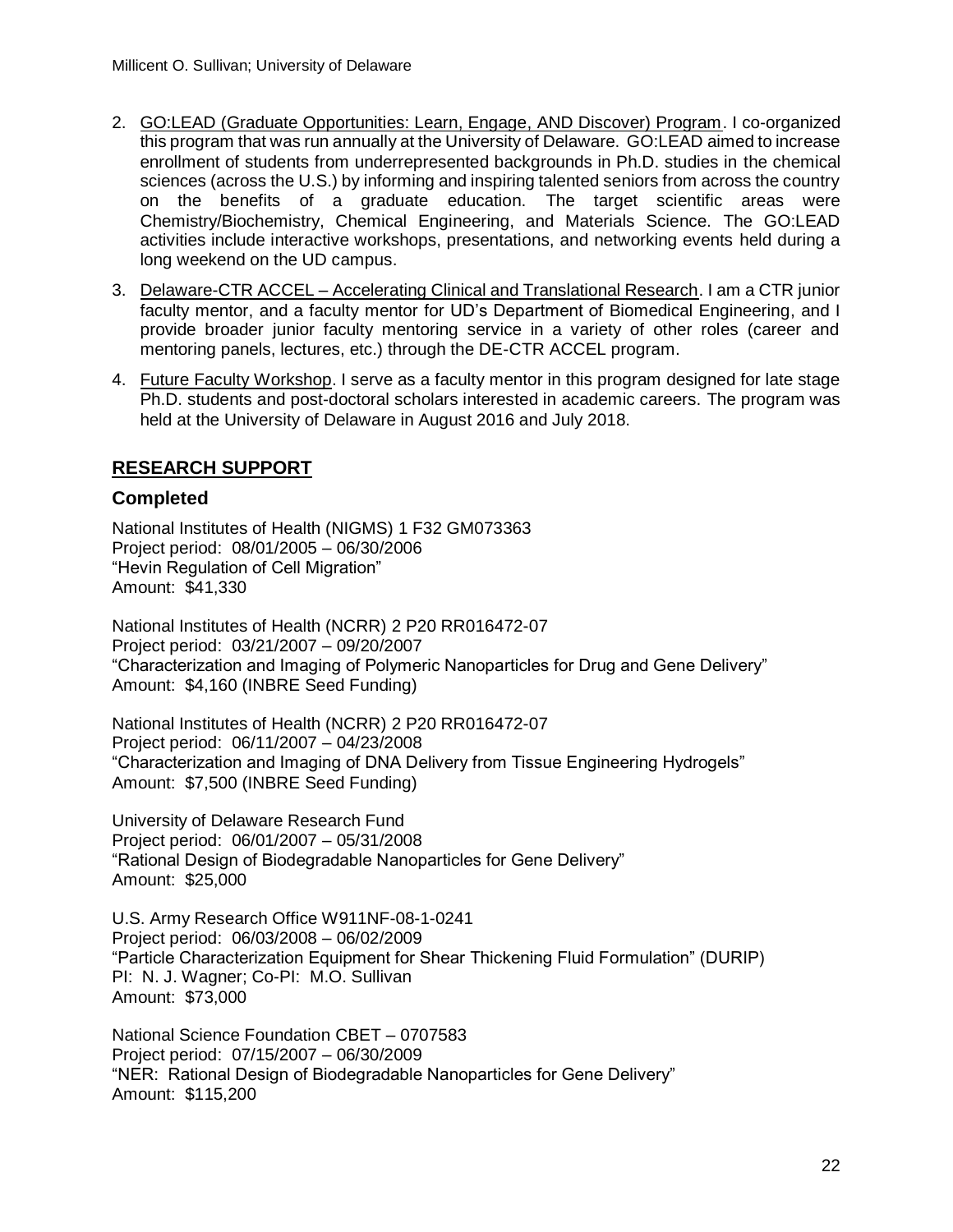2. GO:LEAD (Graduate Opportunities: Learn, Engage, AND Discover) Program. I co-organized this program that was run annually at the University of Delaware. GO:LEAD aimed to increase enrollment of students from underrepresented backgrounds in Ph.D. studies in the chemical sciences (across the U.S.) by informing and inspiring talented seniors from across the country on the benefits of a graduate education. The target scientific areas were Chemistry/Biochemistry, Chemical Engineering, and Materials Science. The GO:LEAD activities include interactive workshops, presentations, and networking events held during a long weekend on the UD campus.
3. Delaware-CTR ACCEL – Accelerating Clinical and Translational Research. I am a CTR junior faculty mentor, and a faculty mentor for UD's Department of Biomedical Engineering, and I provide broader junior faculty mentoring service in a variety of other roles (career and mentoring panels, lectures, etc.) through the DE-CTR ACCEL program.
4. Future Faculty Workshop. I serve as a faculty mentor in this program designed for late stage Ph.D. students and post-doctoral scholars interested in academic careers. The program was held at the University of Delaware in August 2016 and July 2018.

## RESEARCH SUPPORT

### Completed

National Institutes of Health (NIGMS) 1 F32 GM073363
Project period: 08/01/2005 – 06/30/2006
"Hevin Regulation of Cell Migration"
Amount: $41,330

National Institutes of Health (NCRR) 2 P20 RR016472-07
Project period: 03/21/2007 – 09/20/2007
"Characterization and Imaging of Polymeric Nanoparticles for Drug and Gene Delivery"
Amount: $4,160 (INBRE Seed Funding)

National Institutes of Health (NCRR) 2 P20 RR016472-07
Project period: 06/11/2007 – 04/23/2008
"Characterization and Imaging of DNA Delivery from Tissue Engineering Hydrogels"
Amount: $7,500 (INBRE Seed Funding)

University of Delaware Research Fund
Project period: 06/01/2007 – 05/31/2008
"Rational Design of Biodegradable Nanoparticles for Gene Delivery"
Amount: $25,000

U.S. Army Research Office W911NF-08-1-0241
Project period: 06/03/2008 – 06/02/2009
"Particle Characterization Equipment for Shear Thickening Fluid Formulation" (DURIP)
PI: N. J. Wagner; Co-PI: M.O. Sullivan
Amount: $73,000

National Science Foundation CBET – 0707583
Project period: 07/15/2007 – 06/30/2009
"NER: Rational Design of Biodegradable Nanoparticles for Gene Delivery"
Amount: $115,200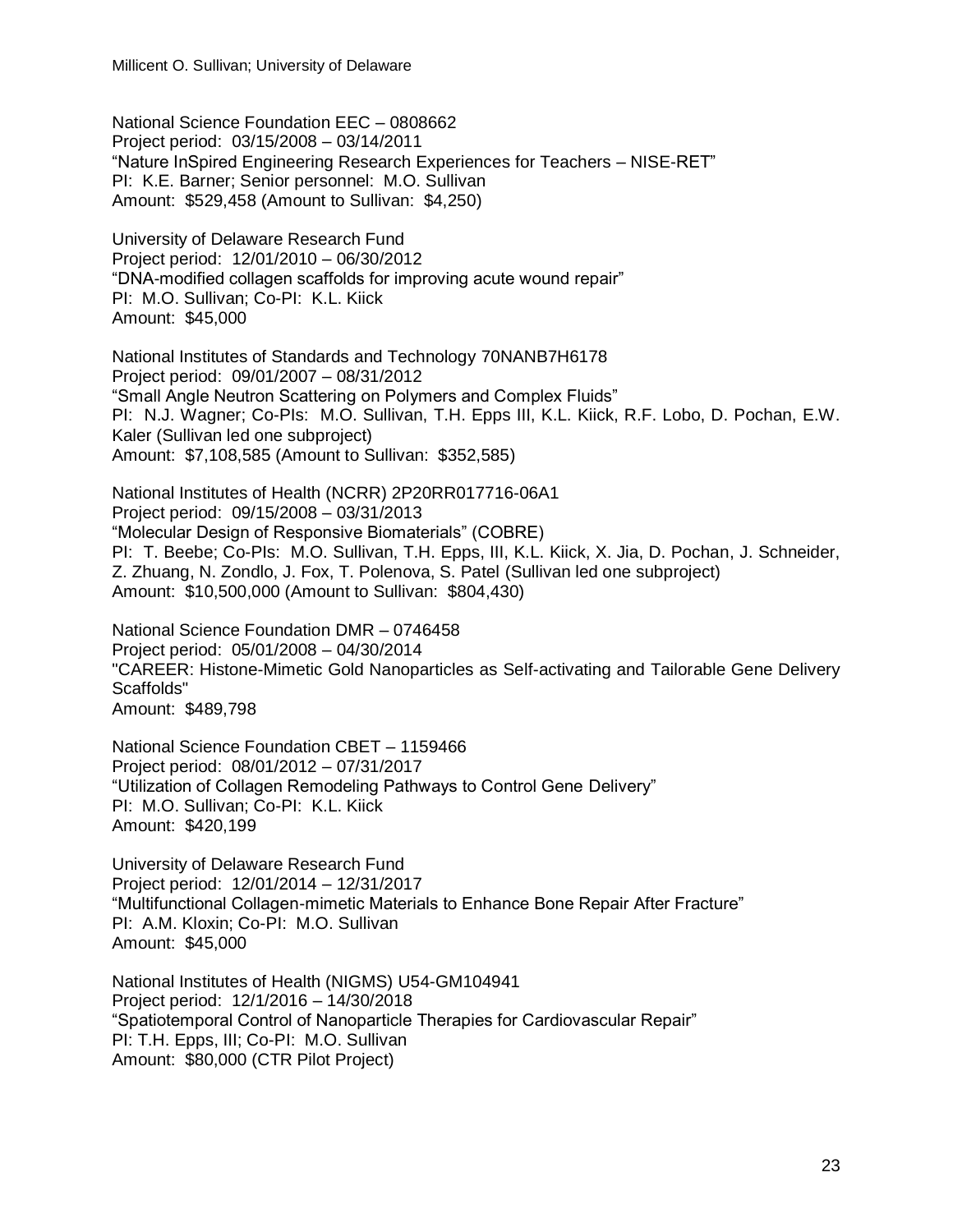National Science Foundation EEC – 0808662
Project period: 03/15/2008 – 03/14/2011
"Nature InSpired Engineering Research Experiences for Teachers – NISE-RET"
PI: K.E. Barner; Senior personnel: M.O. Sullivan
Amount: $529,458 (Amount to Sullivan: $4,250)

University of Delaware Research Fund
Project period: 12/01/2010 – 06/30/2012
"DNA-modified collagen scaffolds for improving acute wound repair"
PI: M.O. Sullivan; Co-PI: K.L. Kiick
Amount: $45,000

National Institutes of Standards and Technology 70NANB7H6178
Project period: 09/01/2007 – 08/31/2012
"Small Angle Neutron Scattering on Polymers and Complex Fluids"
PI: N.J. Wagner; Co-PIs: M.O. Sullivan, T.H. Epps III, K.L. Kiick, R.F. Lobo, D. Pochan, E.W. Kaler (Sullivan led one subproject)
Amount: $7,108,585 (Amount to Sullivan: $352,585)

National Institutes of Health (NCRR) 2P20RR017716-06A1
Project period: 09/15/2008 – 03/31/2013
"Molecular Design of Responsive Biomaterials" (COBRE)
PI: T. Beebe; Co-PIs: M.O. Sullivan, T.H. Epps, III, K.L. Kiick, X. Jia, D. Pochan, J. Schneider, Z. Zhuang, N. Zondlo, J. Fox, T. Polenova, S. Patel (Sullivan led one subproject)
Amount: $10,500,000 (Amount to Sullivan: $804,430)

National Science Foundation DMR – 0746458
Project period: 05/01/2008 – 04/30/2014
"CAREER: Histone-Mimetic Gold Nanoparticles as Self-activating and Tailorable Gene Delivery Scaffolds"
Amount: $489,798

National Science Foundation CBET – 1159466
Project period: 08/01/2012 – 07/31/2017
"Utilization of Collagen Remodeling Pathways to Control Gene Delivery"
PI: M.O. Sullivan; Co-PI: K.L. Kiick
Amount: $420,199

University of Delaware Research Fund
Project period: 12/01/2014 – 12/31/2017
"Multifunctional Collagen-mimetic Materials to Enhance Bone Repair After Fracture"
PI: A.M. Kloxin; Co-PI: M.O. Sullivan
Amount: $45,000

National Institutes of Health (NIGMS) U54-GM104941
Project period: 12/1/2016 – 14/30/2018
"Spatiotemporal Control of Nanoparticle Therapies for Cardiovascular Repair"
PI: T.H. Epps, III; Co-PI: M.O. Sullivan
Amount: $80,000 (CTR Pilot Project)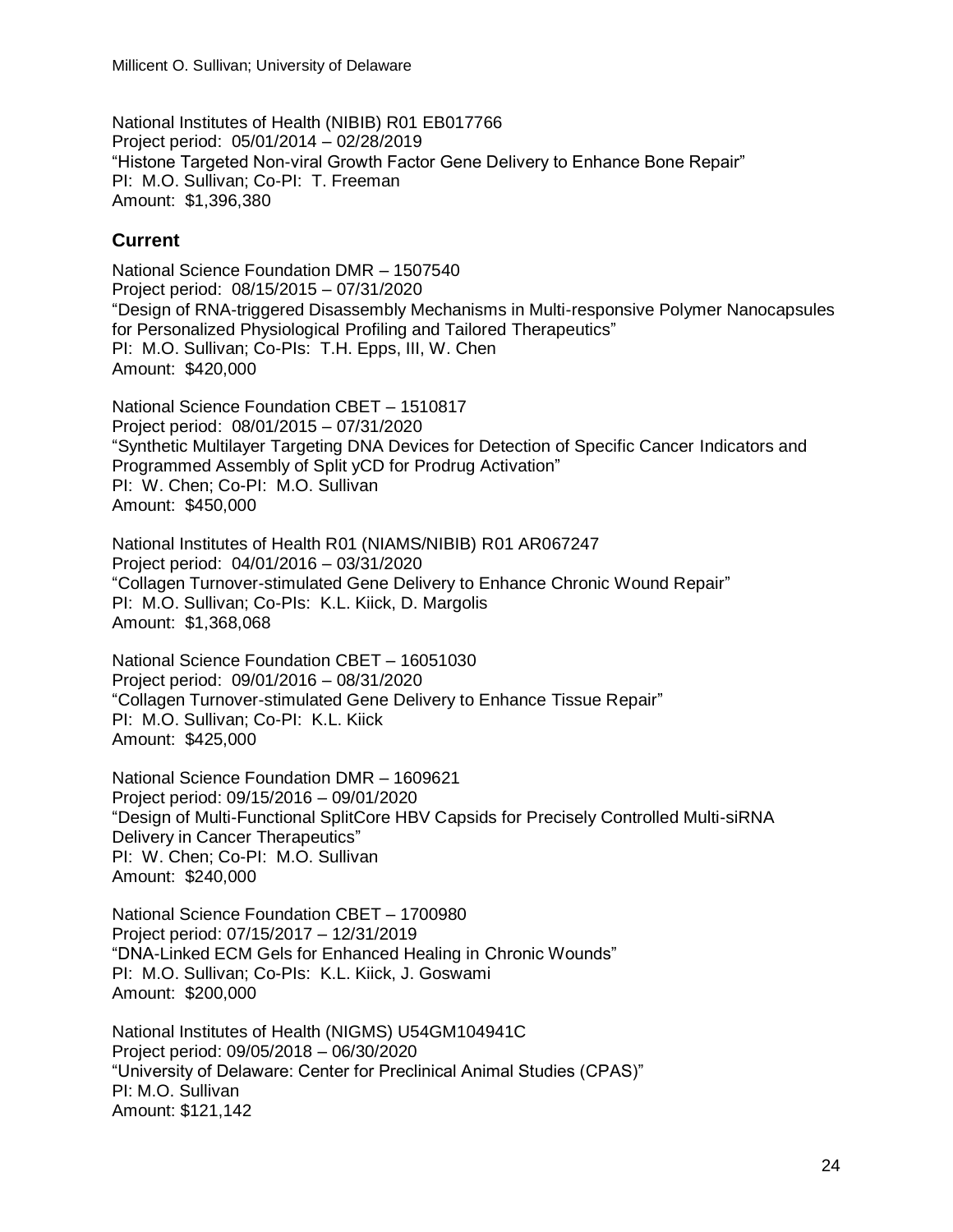National Institutes of Health (NIBIB) R01 EB017766
Project period: 05/01/2014 – 02/28/2019
"Histone Targeted Non-viral Growth Factor Gene Delivery to Enhance Bone Repair"
PI: M.O. Sullivan; Co-PI: T. Freeman
Amount: $1,396,380

## Current

National Science Foundation DMR – 1507540
Project period: 08/15/2015 – 07/31/2020
"Design of RNA-triggered Disassembly Mechanisms in Multi-responsive Polymer Nanocapsules for Personalized Physiological Profiling and Tailored Therapeutics"
PI: M.O. Sullivan; Co-PIs: T.H. Epps, III, W. Chen
Amount: $420,000

National Science Foundation CBET – 1510817
Project period: 08/01/2015 – 07/31/2020
"Synthetic Multilayer Targeting DNA Devices for Detection of Specific Cancer Indicators and Programmed Assembly of Split yCD for Prodrug Activation"
PI: W. Chen; Co-PI: M.O. Sullivan
Amount: $450,000

National Institutes of Health R01 (NIAMS/NIBIB) R01 AR067247
Project period: 04/01/2016 – 03/31/2020
"Collagen Turnover-stimulated Gene Delivery to Enhance Chronic Wound Repair"
PI: M.O. Sullivan; Co-PIs: K.L. Kiick, D. Margolis
Amount: $1,368,068

National Science Foundation CBET – 16051030
Project period: 09/01/2016 – 08/31/2020
"Collagen Turnover-stimulated Gene Delivery to Enhance Tissue Repair"
PI: M.O. Sullivan; Co-PI: K.L. Kiick
Amount: $425,000

National Science Foundation DMR – 1609621
Project period: 09/15/2016 – 09/01/2020
"Design of Multi-Functional SplitCore HBV Capsids for Precisely Controlled Multi-siRNA Delivery in Cancer Therapeutics"
PI: W. Chen; Co-PI: M.O. Sullivan
Amount: $240,000

National Science Foundation CBET – 1700980
Project period: 07/15/2017 – 12/31/2019
"DNA-Linked ECM Gels for Enhanced Healing in Chronic Wounds"
PI: M.O. Sullivan; Co-PIs: K.L. Kiick, J. Goswami
Amount: $200,000

National Institutes of Health (NIGMS) U54GM104941C
Project period: 09/05/2018 – 06/30/2020
"University of Delaware: Center for Preclinical Animal Studies (CPAS)"
PI: M.O. Sullivan
Amount: $121,142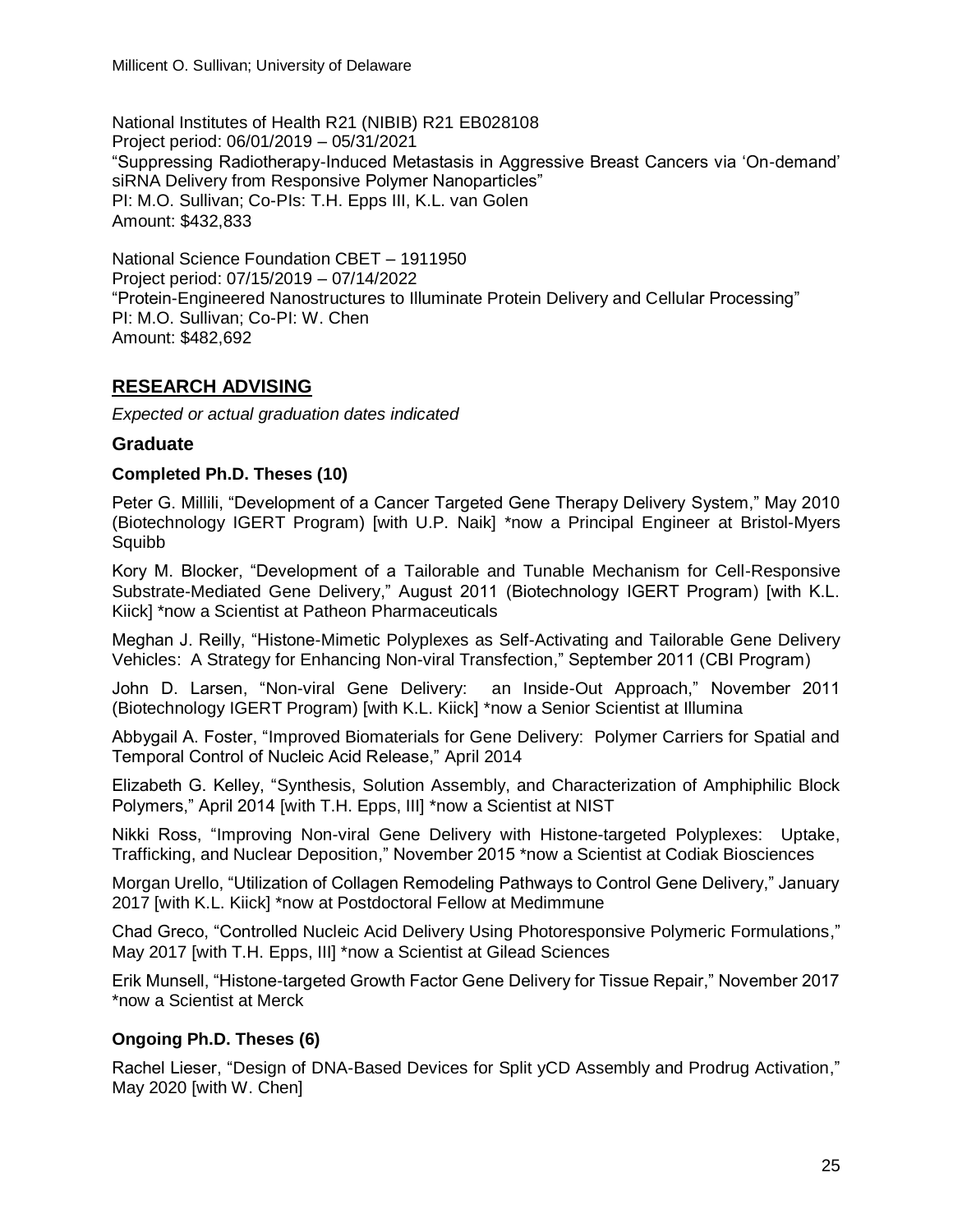National Institutes of Health R21 (NIBIB) R21 EB028108
Project period: 06/01/2019 – 05/31/2021
"Suppressing Radiotherapy-Induced Metastasis in Aggressive Breast Cancers via 'On-demand' siRNA Delivery from Responsive Polymer Nanoparticles"
PI: M.O. Sullivan; Co-PIs: T.H. Epps III, K.L. van Golen
Amount: $432,833

National Science Foundation CBET – 1911950
Project period: 07/15/2019 – 07/14/2022
"Protein-Engineered Nanostructures to Illuminate Protein Delivery and Cellular Processing"
PI: M.O. Sullivan; Co-PI: W. Chen
Amount: $482,692

## RESEARCH ADVISING

*Expected or actual graduation dates indicated*

### Graduate

#### Completed Ph.D. Theses (10)

Peter G. Millili, "Development of a Cancer Targeted Gene Therapy Delivery System," May 2010 (Biotechnology IGERT Program) [with U.P. Naik] *now a Principal Engineer at Bristol-Myers Squibb

Kory M. Blocker, "Development of a Tailorable and Tunable Mechanism for Cell-Responsive Substrate-Mediated Gene Delivery," August 2011 (Biotechnology IGERT Program) [with K.L. Kiick] *now a Scientist at Patheon Pharmaceuticals

Meghan J. Reilly, "Histone-Mimetic Polyplexes as Self-Activating and Tailorable Gene Delivery Vehicles: A Strategy for Enhancing Non-viral Transfection," September 2011 (CBI Program)

John D. Larsen, "Non-viral Gene Delivery: an Inside-Out Approach," November 2011 (Biotechnology IGERT Program) [with K.L. Kiick] *now a Senior Scientist at Illumina

Abbygail A. Foster, "Improved Biomaterials for Gene Delivery: Polymer Carriers for Spatial and Temporal Control of Nucleic Acid Release," April 2014

Elizabeth G. Kelley, "Synthesis, Solution Assembly, and Characterization of Amphiphilic Block Polymers," April 2014 [with T.H. Epps, III] *now a Scientist at NIST

Nikki Ross, "Improving Non-viral Gene Delivery with Histone-targeted Polyplexes: Uptake, Trafficking, and Nuclear Deposition," November 2015 *now a Scientist at Codiak Biosciences

Morgan Urello, "Utilization of Collagen Remodeling Pathways to Control Gene Delivery," January 2017 [with K.L. Kiick] *now at Postdoctoral Fellow at Medimmune

Chad Greco, "Controlled Nucleic Acid Delivery Using Photoresponsive Polymeric Formulations," May 2017 [with T.H. Epps, III] *now a Scientist at Gilead Sciences

Erik Munsell, "Histone-targeted Growth Factor Gene Delivery for Tissue Repair," November 2017 *now a Scientist at Merck

#### Ongoing Ph.D. Theses (6)

Rachel Lieser, "Design of DNA-Based Devices for Split yCD Assembly and Prodrug Activation," May 2020 [with W. Chen]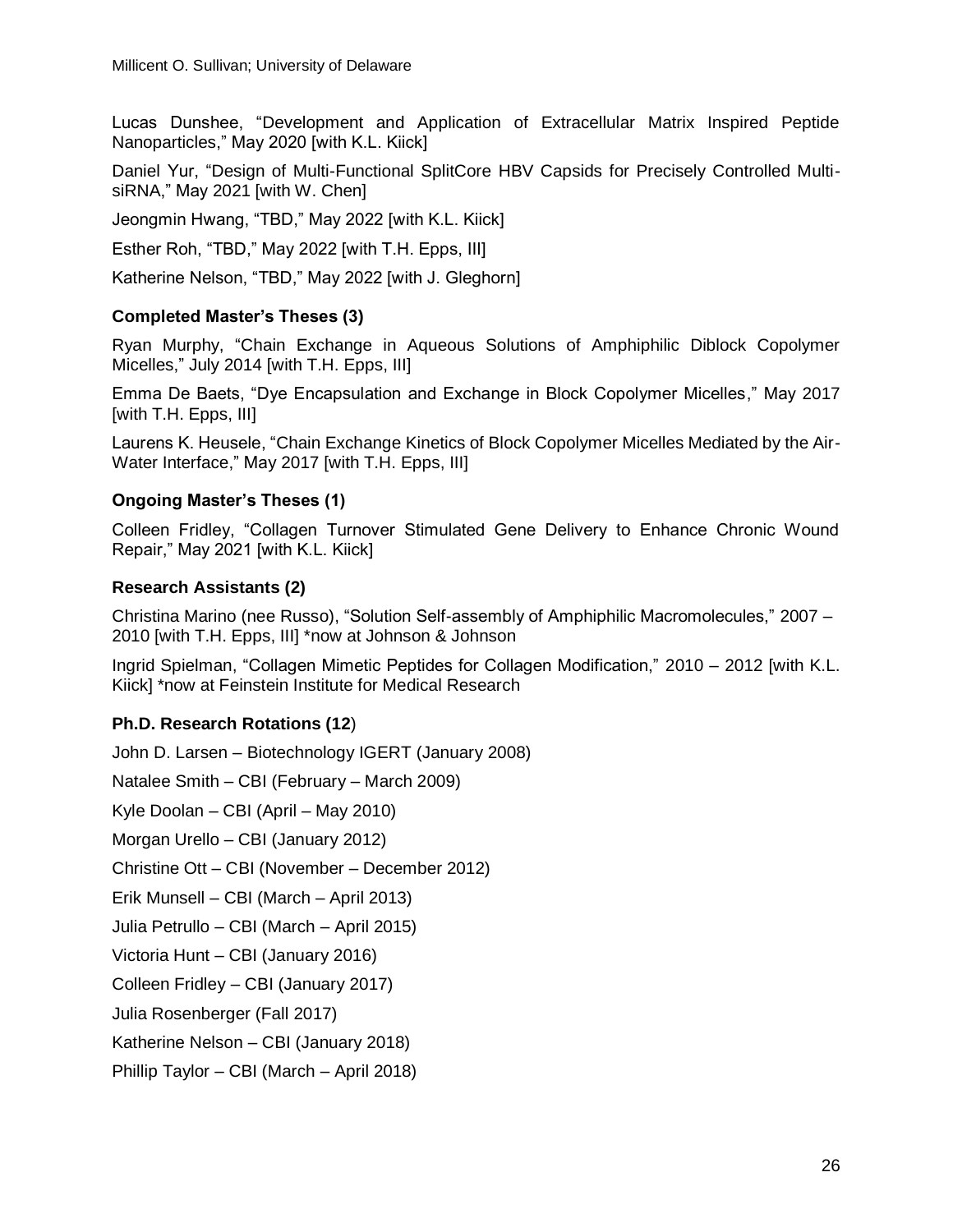Lucas Dunshee, “Development and Application of Extracellular Matrix Inspired Peptide Nanoparticles,” May 2020 [with K.L. Kiick]

Daniel Yur, “Design of Multi-Functional SplitCore HBV Capsids for Precisely Controlled Multi-siRNA,” May 2021 [with W. Chen]

Jeongmin Hwang, “TBD,” May 2022 [with K.L. Kiick]

Esther Roh, “TBD,” May 2022 [with T.H. Epps, III]

Katherine Nelson, “TBD,” May 2022 [with J. Gleghorn]

### Completed Master’s Theses (3)

Ryan Murphy, “Chain Exchange in Aqueous Solutions of Amphiphilic Diblock Copolymer Micelles,” July 2014 [with T.H. Epps, III]

Emma De Baets, “Dye Encapsulation and Exchange in Block Copolymer Micelles,” May 2017 [with T.H. Epps, III]

Laurens K. Heusele, “Chain Exchange Kinetics of Block Copolymer Micelles Mediated by the Air-Water Interface,” May 2017 [with T.H. Epps, III]

### Ongoing Master’s Theses (1)

Colleen Fridley, “Collagen Turnover Stimulated Gene Delivery to Enhance Chronic Wound Repair,” May 2021 [with K.L. Kiick]

### Research Assistants (2)

Christina Marino (nee Russo), “Solution Self-assembly of Amphiphilic Macromolecules,” 2007 – 2010 [with T.H. Epps, III] *now at Johnson & Johnson

Ingrid Spielman, “Collagen Mimetic Peptides for Collagen Modification,” 2010 – 2012 [with K.L. Kiick] *now at Feinstein Institute for Medical Research

### Ph.D. Research Rotations (12)

John D. Larsen – Biotechnology IGERT (January 2008)

Natalee Smith – CBI (February – March 2009)

Kyle Doolan – CBI (April – May 2010)

Morgan Urello – CBI (January 2012)

Christine Ott – CBI (November – December 2012)

Erik Munsell – CBI (March – April 2013)

Julia Petrullo – CBI (March – April 2015)

Victoria Hunt – CBI (January 2016)

Colleen Fridley – CBI (January 2017)

Julia Rosenberger (Fall 2017)

Katherine Nelson – CBI (January 2018)

Phillip Taylor – CBI (March – April 2018)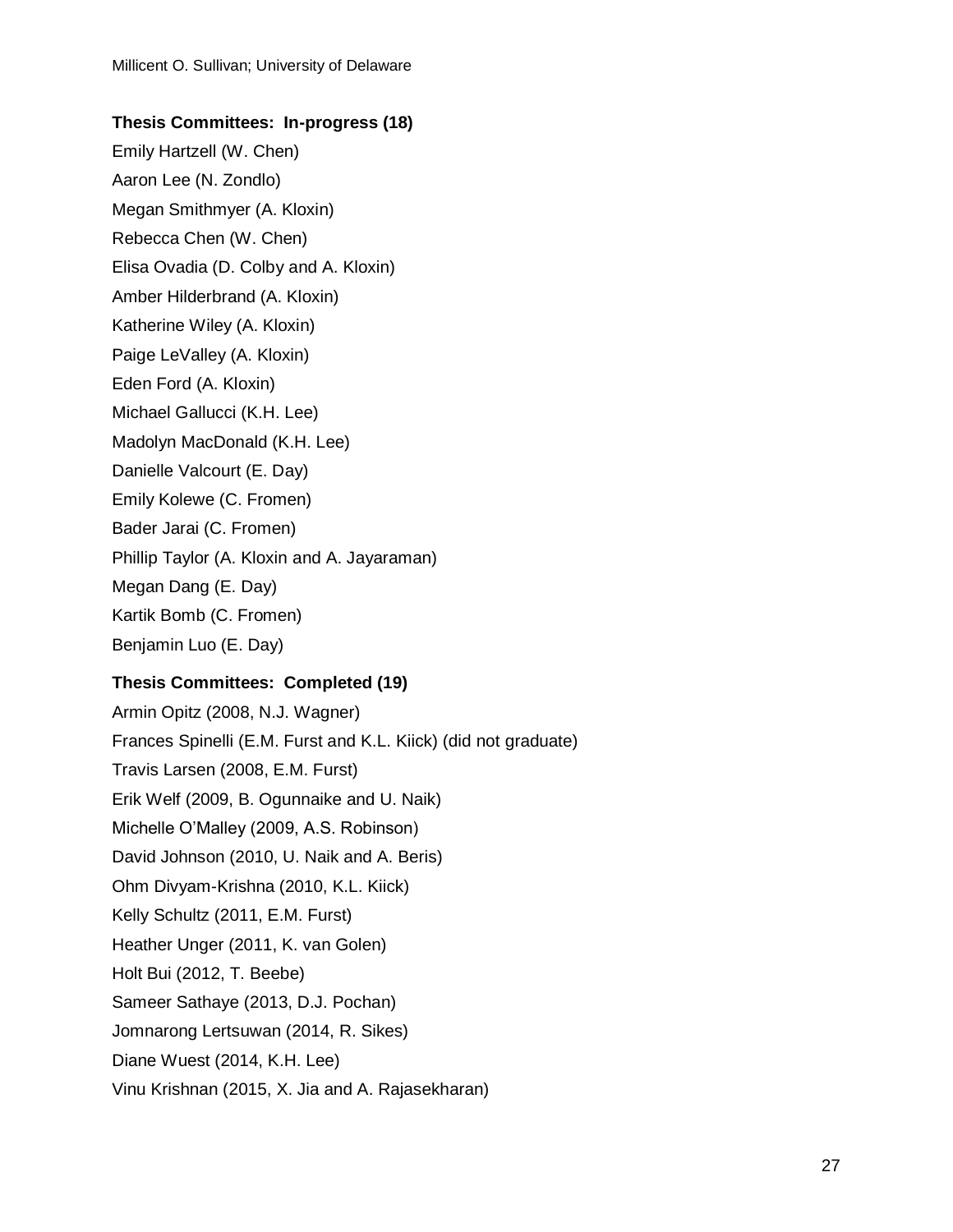**Thesis Committees: In-progress (18)**

Emily Hartzell (W. Chen)
Aaron Lee (N. Zondlo)
Megan Smithmyer (A. Kloxin)
Rebecca Chen (W. Chen)
Elisa Ovadia (D. Colby and A. Kloxin)
Amber Hilderbrand (A. Kloxin)
Katherine Wiley (A. Kloxin)
Paige LeValley (A. Kloxin)
Eden Ford (A. Kloxin)
Michael Gallucci (K.H. Lee)
Madolyn MacDonald (K.H. Lee)
Danielle Valcourt (E. Day)
Emily Kolewe (C. Fromen)
Bader Jarai (C. Fromen)
Phillip Taylor (A. Kloxin and A. Jayaraman)
Megan Dang (E. Day)
Kartik Bomb (C. Fromen)
Benjamin Luo (E. Day)

**Thesis Committees: Completed (19)**

Armin Opitz (2008, N.J. Wagner)
Frances Spinelli (E.M. Furst and K.L. Kiick) (did not graduate)
Travis Larsen (2008, E.M. Furst)
Erik Welf (2009, B. Ogunnaike and U. Naik)
Michelle O'Malley (2009, A.S. Robinson)
David Johnson (2010, U. Naik and A. Beris)
Ohm Divyam-Krishna (2010, K.L. Kiick)
Kelly Schultz (2011, E.M. Furst)
Heather Unger (2011, K. van Golen)
Holt Bui (2012, T. Beebe)
Sameer Sathaye (2013, D.J. Pochan)
Jomnarong Lertsuwan (2014, R. Sikes)
Diane Wuest (2014, K.H. Lee)
Vinu Krishnan (2015, X. Jia and A. Rajasekharan)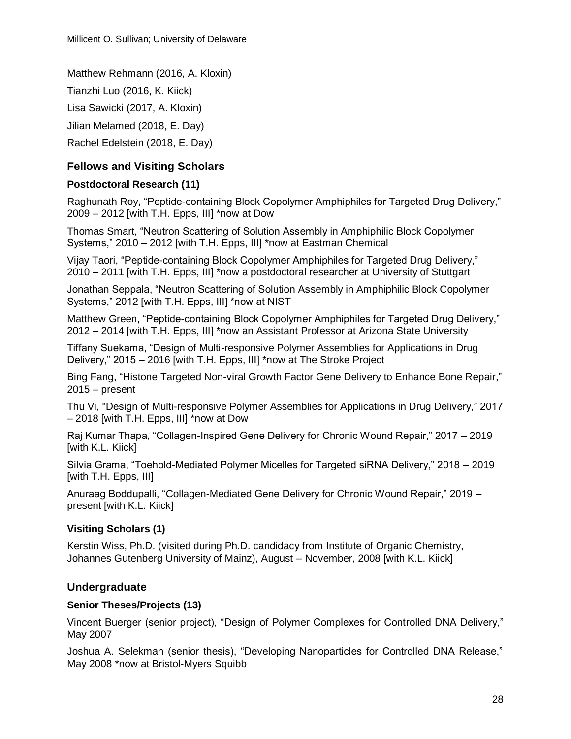Matthew Rehmann (2016, A. Kloxin)

Tianzhi Luo (2016, K. Kiick)

Lisa Sawicki (2017, A. Kloxin)

Jilian Melamed (2018, E. Day)

Rachel Edelstein (2018, E. Day)

## Fellows and Visiting Scholars

### Postdoctoral Research (11)

Raghunath Roy, "Peptide-containing Block Copolymer Amphiphiles for Targeted Drug Delivery," 2009 – 2012 [with T.H. Epps, III] *now at Dow

Thomas Smart, "Neutron Scattering of Solution Assembly in Amphiphilic Block Copolymer Systems," 2010 – 2012 [with T.H. Epps, III] *now at Eastman Chemical

Vijay Taori, "Peptide-containing Block Copolymer Amphiphiles for Targeted Drug Delivery," 2010 – 2011 [with T.H. Epps, III] *now a postdoctoral researcher at University of Stuttgart

Jonathan Seppala, "Neutron Scattering of Solution Assembly in Amphiphilic Block Copolymer Systems," 2012 [with T.H. Epps, III] *now at NIST

Matthew Green, "Peptide-containing Block Copolymer Amphiphiles for Targeted Drug Delivery," 2012 – 2014 [with T.H. Epps, III] *now an Assistant Professor at Arizona State University

Tiffany Suekama, "Design of Multi-responsive Polymer Assemblies for Applications in Drug Delivery," 2015 – 2016 [with T.H. Epps, III] *now at The Stroke Project

Bing Fang, "Histone Targeted Non-viral Growth Factor Gene Delivery to Enhance Bone Repair," 2015 – present

Thu Vi, "Design of Multi-responsive Polymer Assemblies for Applications in Drug Delivery," 2017 – 2018 [with T.H. Epps, III] *now at Dow

Raj Kumar Thapa, "Collagen-Inspired Gene Delivery for Chronic Wound Repair," 2017 – 2019 [with K.L. Kiick]

Silvia Grama, "Toehold-Mediated Polymer Micelles for Targeted siRNA Delivery," 2018 – 2019 [with T.H. Epps, III]

Anuraag Boddupalli, "Collagen-Mediated Gene Delivery for Chronic Wound Repair," 2019 – present [with K.L. Kiick]

### Visiting Scholars (1)

Kerstin Wiss, Ph.D. (visited during Ph.D. candidacy from Institute of Organic Chemistry, Johannes Gutenberg University of Mainz), August – November, 2008 [with K.L. Kiick]

## Undergraduate

### Senior Theses/Projects (13)

Vincent Buerger (senior project), "Design of Polymer Complexes for Controlled DNA Delivery," May 2007

Joshua A. Selekman (senior thesis), "Developing Nanoparticles for Controlled DNA Release," May 2008 *now at Bristol-Myers Squibb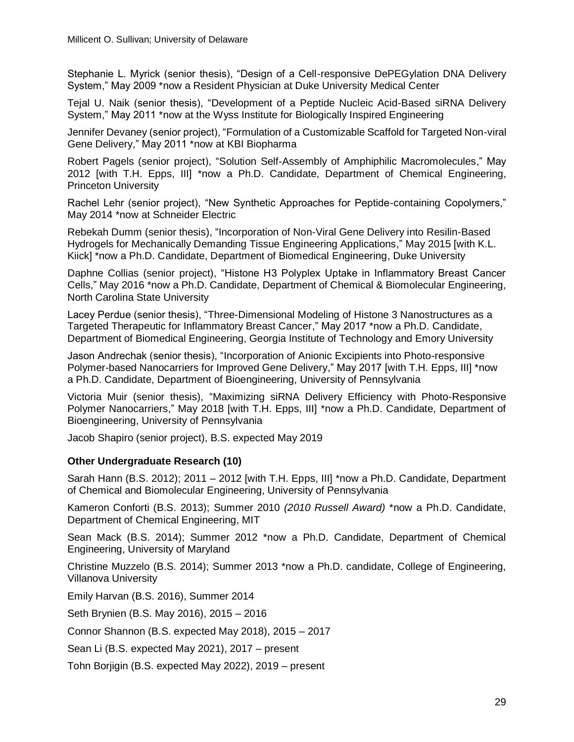Stephanie L. Myrick (senior thesis), "Design of a Cell-responsive DePEGylation DNA Delivery System," May 2009 *now a Resident Physician at Duke University Medical Center

Tejal U. Naik (senior thesis), "Development of a Peptide Nucleic Acid-Based siRNA Delivery System," May 2011 *now at the Wyss Institute for Biologically Inspired Engineering

Jennifer Devaney (senior project), "Formulation of a Customizable Scaffold for Targeted Non-viral Gene Delivery," May 2011 *now at KBI Biopharma

Robert Pagels (senior project), "Solution Self-Assembly of Amphiphilic Macromolecules," May 2012 [with T.H. Epps, III] *now a Ph.D. Candidate, Department of Chemical Engineering, Princeton University

Rachel Lehr (senior project), "New Synthetic Approaches for Peptide-containing Copolymers," May 2014 *now at Schneider Electric

Rebekah Dumm (senior thesis), "Incorporation of Non-Viral Gene Delivery into Resilin-Based Hydrogels for Mechanically Demanding Tissue Engineering Applications," May 2015 [with K.L. Kiick] *now a Ph.D. Candidate, Department of Biomedical Engineering, Duke University

Daphne Collias (senior project), "Histone H3 Polyplex Uptake in Inflammatory Breast Cancer Cells," May 2016 *now a Ph.D. Candidate, Department of Chemical & Biomolecular Engineering, North Carolina State University

Lacey Perdue (senior thesis), "Three-Dimensional Modeling of Histone 3 Nanostructures as a Targeted Therapeutic for Inflammatory Breast Cancer," May 2017 *now a Ph.D. Candidate, Department of Biomedical Engineering, Georgia Institute of Technology and Emory University

Jason Andrechak (senior thesis), "Incorporation of Anionic Excipients into Photo-responsive Polymer-based Nanocarriers for Improved Gene Delivery," May 2017 [with T.H. Epps, III] *now a Ph.D. Candidate, Department of Bioengineering, University of Pennsylvania

Victoria Muir (senior thesis), "Maximizing siRNA Delivery Efficiency with Photo-Responsive Polymer Nanocarriers," May 2018 [with T.H. Epps, III] *now a Ph.D. Candidate, Department of Bioengineering, University of Pennsylvania

Jacob Shapiro (senior project), B.S. expected May 2019

**Other Undergraduate Research (10)**

Sarah Hann (B.S. 2012); 2011 – 2012 [with T.H. Epps, III] *now a Ph.D. Candidate, Department of Chemical and Biomolecular Engineering, University of Pennsylvania

Kameron Conforti (B.S. 2013); Summer 2010 *(2010 Russell Award)* *now a Ph.D. Candidate, Department of Chemical Engineering, MIT

Sean Mack (B.S. 2014); Summer 2012 *now a Ph.D. Candidate, Department of Chemical Engineering, University of Maryland

Christine Muzzelo (B.S. 2014); Summer 2013 *now a Ph.D. candidate, College of Engineering, Villanova University

Emily Harvan (B.S. 2016), Summer 2014

Seth Brynien (B.S. May 2016), 2015 – 2016

Connor Shannon (B.S. expected May 2018), 2015 – 2017

Sean Li (B.S. expected May 2021), 2017 – present

Tohn Borjigin (B.S. expected May 2022), 2019 – present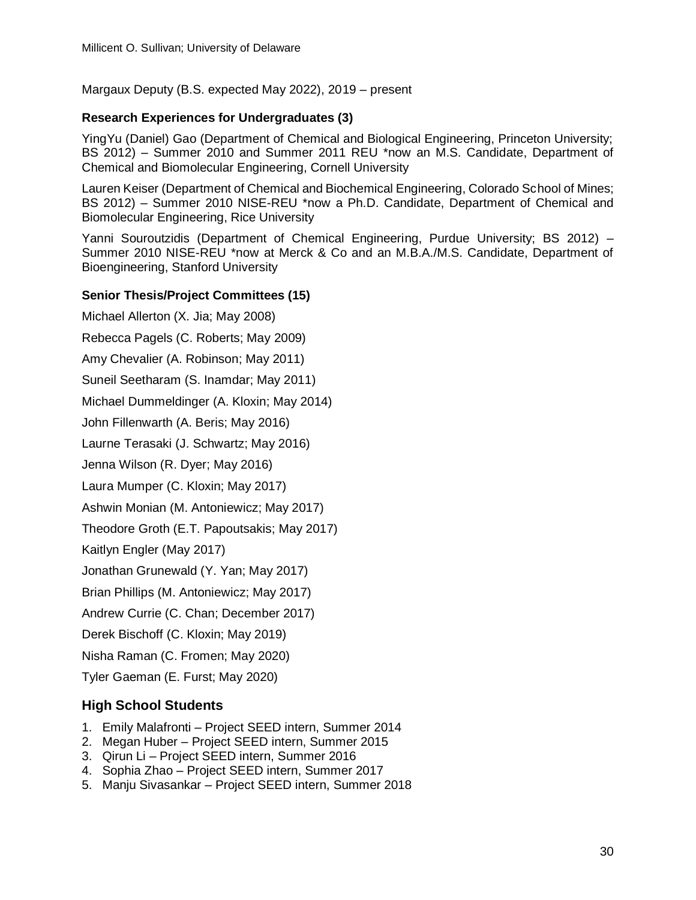Margaux Deputy (B.S. expected May 2022), 2019 – present

### Research Experiences for Undergraduates (3)

YingYu (Daniel) Gao (Department of Chemical and Biological Engineering, Princeton University; BS 2012) – Summer 2010 and Summer 2011 REU *now an M.S. Candidate, Department of Chemical and Biomolecular Engineering, Cornell University

Lauren Keiser (Department of Chemical and Biochemical Engineering, Colorado School of Mines; BS 2012) – Summer 2010 NISE-REU *now a Ph.D. Candidate, Department of Chemical and Biomolecular Engineering, Rice University

Yanni Souroutzidis (Department of Chemical Engineering, Purdue University; BS 2012) – Summer 2010 NISE-REU *now at Merck & Co and an M.B.A./M.S. Candidate, Department of Bioengineering, Stanford University

### Senior Thesis/Project Committees (15)

Michael Allerton (X. Jia; May 2008)

Rebecca Pagels (C. Roberts; May 2009)

Amy Chevalier (A. Robinson; May 2011)

Suneil Seetharam (S. Inamdar; May 2011)

Michael Dummeldinger (A. Kloxin; May 2014)

John Fillenwarth (A. Beris; May 2016)

Laurne Terasaki (J. Schwartz; May 2016)

Jenna Wilson (R. Dyer; May 2016)

Laura Mumper (C. Kloxin; May 2017)

Ashwin Monian (M. Antoniewicz; May 2017)

Theodore Groth (E.T. Papoutsakis; May 2017)

Kaitlyn Engler (May 2017)

Jonathan Grunewald (Y. Yan; May 2017)

Brian Phillips (M. Antoniewicz; May 2017)

Andrew Currie (C. Chan; December 2017)

Derek Bischoff (C. Kloxin; May 2019)

Nisha Raman (C. Fromen; May 2020)

Tyler Gaeman (E. Furst; May 2020)

## High School Students

1. Emily Malafronti – Project SEED intern, Summer 2014
2. Megan Huber – Project SEED intern, Summer 2015
3. Qirun Li – Project SEED intern, Summer 2016
4. Sophia Zhao – Project SEED intern, Summer 2017
5. Manju Sivasankar – Project SEED intern, Summer 2018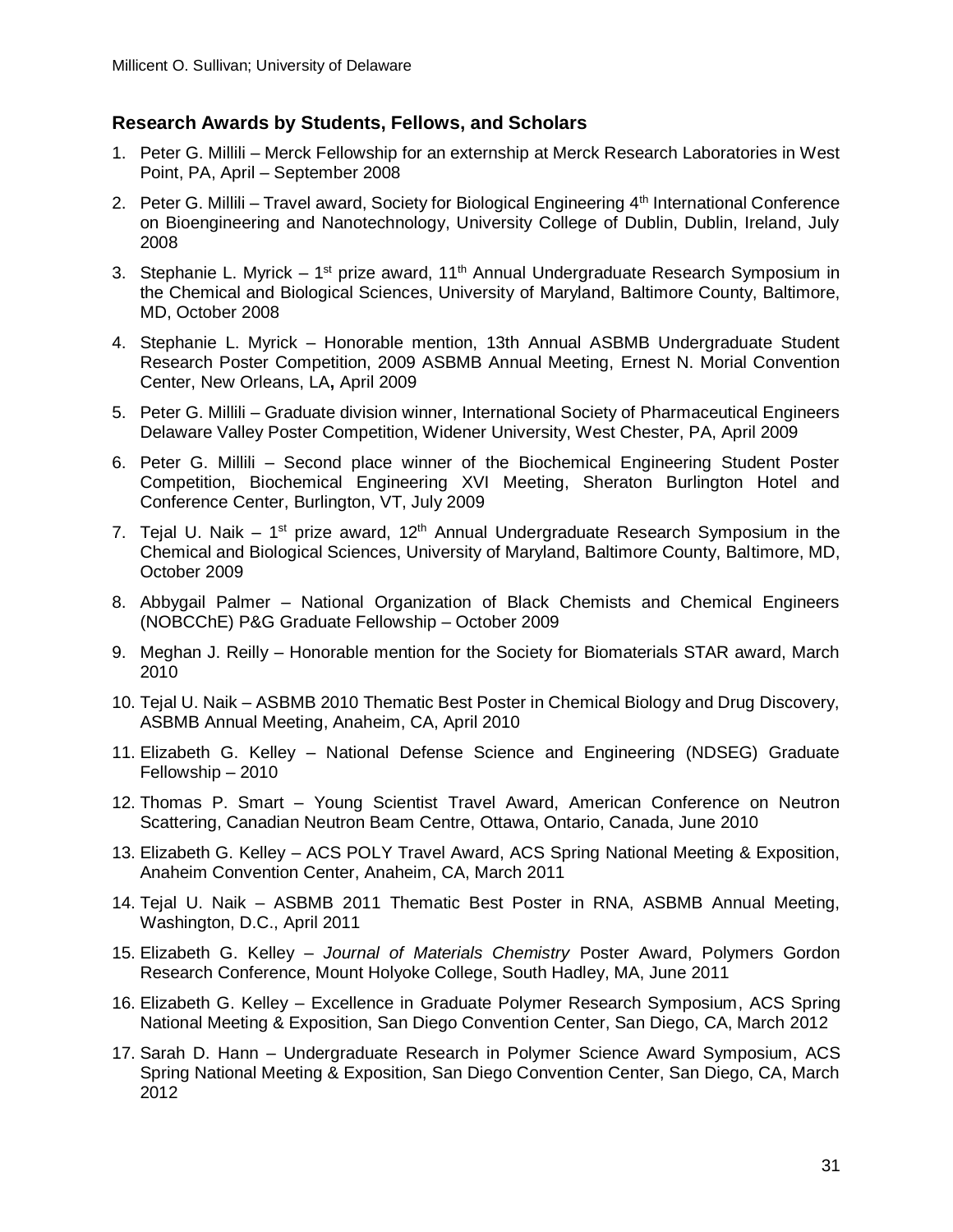## Research Awards by Students, Fellows, and Scholars

1. Peter G. Millili – Merck Fellowship for an externship at Merck Research Laboratories in West Point, PA, April – September 2008
2. Peter G. Millili – Travel award, Society for Biological Engineering 4th International Conference on Bioengineering and Nanotechnology, University College of Dublin, Dublin, Ireland, July 2008
3. Stephanie L. Myrick – 1st prize award, 11th Annual Undergraduate Research Symposium in the Chemical and Biological Sciences, University of Maryland, Baltimore County, Baltimore, MD, October 2008
4. Stephanie L. Myrick – Honorable mention, 13th Annual ASBMB Undergraduate Student Research Poster Competition, 2009 ASBMB Annual Meeting, Ernest N. Morial Convention Center, New Orleans, LA**,** April 2009
5. Peter G. Millili – Graduate division winner, International Society of Pharmaceutical Engineers Delaware Valley Poster Competition, Widener University, West Chester, PA, April 2009
6. Peter G. Millili – Second place winner of the Biochemical Engineering Student Poster Competition, Biochemical Engineering XVI Meeting, Sheraton Burlington Hotel and Conference Center, Burlington, VT, July 2009
7. Tejal U. Naik – 1st prize award, 12th Annual Undergraduate Research Symposium in the Chemical and Biological Sciences, University of Maryland, Baltimore County, Baltimore, MD, October 2009
8. Abbygail Palmer – National Organization of Black Chemists and Chemical Engineers (NOBCChE) P&G Graduate Fellowship – October 2009
9. Meghan J. Reilly – Honorable mention for the Society for Biomaterials STAR award, March 2010
10. Tejal U. Naik – ASBMB 2010 Thematic Best Poster in Chemical Biology and Drug Discovery, ASBMB Annual Meeting, Anaheim, CA, April 2010
11. Elizabeth G. Kelley – National Defense Science and Engineering (NDSEG) Graduate Fellowship – 2010
12. Thomas P. Smart – Young Scientist Travel Award, American Conference on Neutron Scattering, Canadian Neutron Beam Centre, Ottawa, Ontario, Canada, June 2010
13. Elizabeth G. Kelley – ACS POLY Travel Award, ACS Spring National Meeting & Exposition, Anaheim Convention Center, Anaheim, CA, March 2011
14. Tejal U. Naik – ASBMB 2011 Thematic Best Poster in RNA, ASBMB Annual Meeting, Washington, D.C., April 2011
15. Elizabeth G. Kelley – *Journal of Materials Chemistry* Poster Award, Polymers Gordon Research Conference, Mount Holyoke College, South Hadley, MA, June 2011
16. Elizabeth G. Kelley – Excellence in Graduate Polymer Research Symposium, ACS Spring National Meeting & Exposition, San Diego Convention Center, San Diego, CA, March 2012
17. Sarah D. Hann – Undergraduate Research in Polymer Science Award Symposium, ACS Spring National Meeting & Exposition, San Diego Convention Center, San Diego, CA, March 2012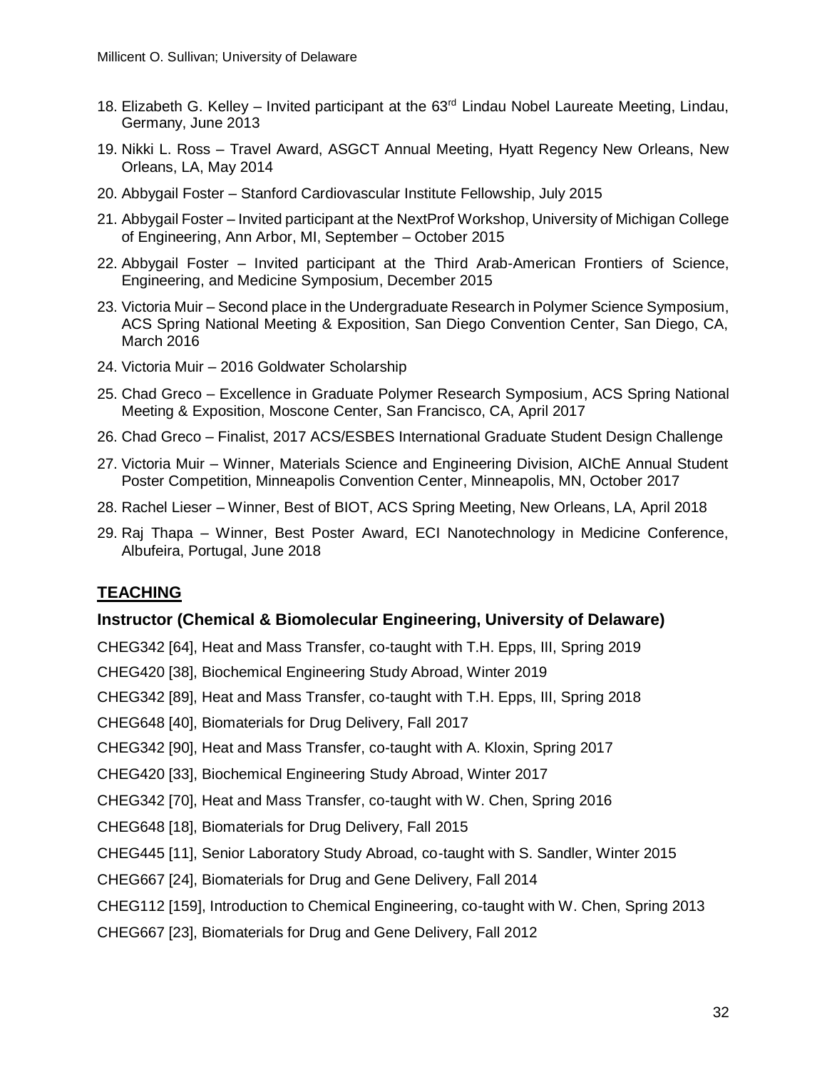18. Elizabeth G. Kelley – Invited participant at the 63rd Lindau Nobel Laureate Meeting, Lindau, Germany, June 2013
19. Nikki L. Ross – Travel Award, ASGCT Annual Meeting, Hyatt Regency New Orleans, New Orleans, LA, May 2014
20. Abbygail Foster – Stanford Cardiovascular Institute Fellowship, July 2015
21. Abbygail Foster – Invited participant at the NextProf Workshop, University of Michigan College of Engineering, Ann Arbor, MI, September – October 2015
22. Abbygail Foster – Invited participant at the Third Arab-American Frontiers of Science, Engineering, and Medicine Symposium, December 2015
23. Victoria Muir – Second place in the Undergraduate Research in Polymer Science Symposium, ACS Spring National Meeting & Exposition, San Diego Convention Center, San Diego, CA, March 2016
24. Victoria Muir – 2016 Goldwater Scholarship
25. Chad Greco – Excellence in Graduate Polymer Research Symposium, ACS Spring National Meeting & Exposition, Moscone Center, San Francisco, CA, April 2017
26. Chad Greco – Finalist, 2017 ACS/ESBES International Graduate Student Design Challenge
27. Victoria Muir – Winner, Materials Science and Engineering Division, AIChE Annual Student Poster Competition, Minneapolis Convention Center, Minneapolis, MN, October 2017
28. Rachel Lieser – Winner, Best of BIOT, ACS Spring Meeting, New Orleans, LA, April 2018
29. Raj Thapa – Winner, Best Poster Award, ECI Nanotechnology in Medicine Conference, Albufeira, Portugal, June 2018

## TEACHING

### Instructor (Chemical & Biomolecular Engineering, University of Delaware)

CHEG342 [64], Heat and Mass Transfer, co-taught with T.H. Epps, III, Spring 2019

CHEG420 [38], Biochemical Engineering Study Abroad, Winter 2019

CHEG342 [89], Heat and Mass Transfer, co-taught with T.H. Epps, III, Spring 2018

CHEG648 [40], Biomaterials for Drug Delivery, Fall 2017

CHEG342 [90], Heat and Mass Transfer, co-taught with A. Kloxin, Spring 2017

CHEG420 [33], Biochemical Engineering Study Abroad, Winter 2017

CHEG342 [70], Heat and Mass Transfer, co-taught with W. Chen, Spring 2016

CHEG648 [18], Biomaterials for Drug Delivery, Fall 2015

CHEG445 [11], Senior Laboratory Study Abroad, co-taught with S. Sandler, Winter 2015

CHEG667 [24], Biomaterials for Drug and Gene Delivery, Fall 2014

CHEG112 [159], Introduction to Chemical Engineering, co-taught with W. Chen, Spring 2013

CHEG667 [23], Biomaterials for Drug and Gene Delivery, Fall 2012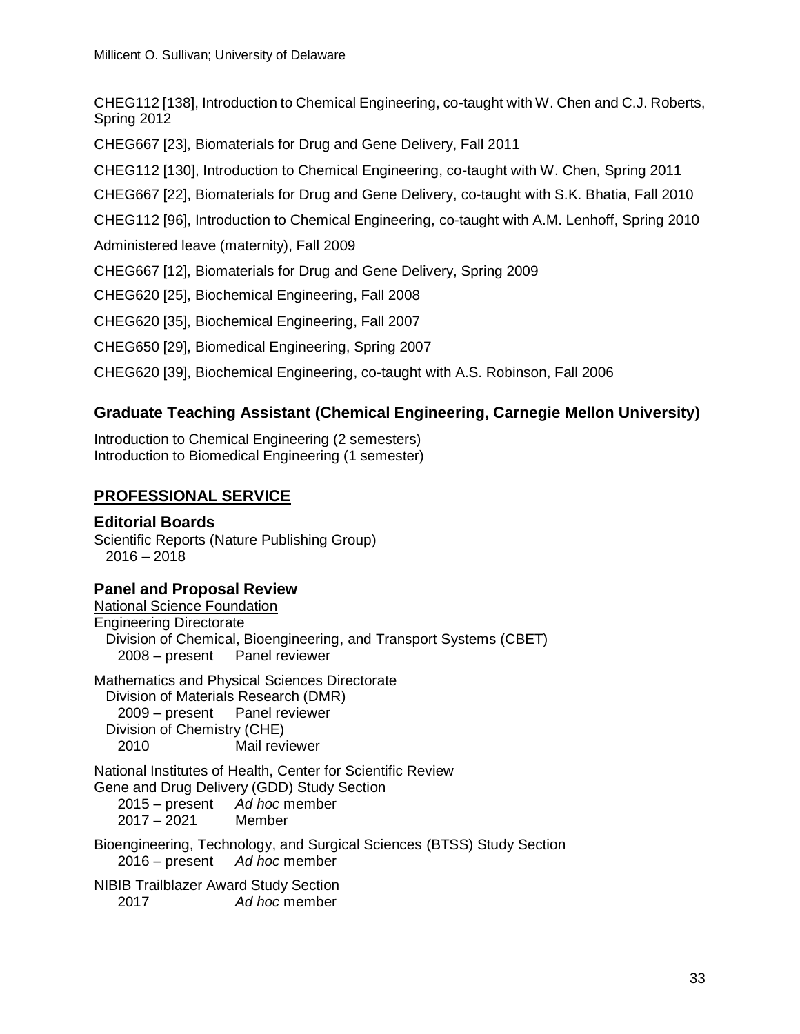CHEG112 [138], Introduction to Chemical Engineering, co-taught with W. Chen and C.J. Roberts, Spring 2012

CHEG667 [23], Biomaterials for Drug and Gene Delivery, Fall 2011

CHEG112 [130], Introduction to Chemical Engineering, co-taught with W. Chen, Spring 2011

CHEG667 [22], Biomaterials for Drug and Gene Delivery, co-taught with S.K. Bhatia, Fall 2010

CHEG112 [96], Introduction to Chemical Engineering, co-taught with A.M. Lenhoff, Spring 2010

Administered leave (maternity), Fall 2009

CHEG667 [12], Biomaterials for Drug and Gene Delivery, Spring 2009

CHEG620 [25], Biochemical Engineering, Fall 2008

CHEG620 [35], Biochemical Engineering, Fall 2007

CHEG650 [29], Biomedical Engineering, Spring 2007

CHEG620 [39], Biochemical Engineering, co-taught with A.S. Robinson, Fall 2006

### Graduate Teaching Assistant (Chemical Engineering, Carnegie Mellon University)

Introduction to Chemical Engineering (2 semesters)
Introduction to Biomedical Engineering (1 semester)

## PROFESSIONAL SERVICE

### Editorial Boards

Scientific Reports (Nature Publishing Group)
2016 – 2018

### Panel and Proposal Review

National Science Foundation

Engineering Directorate
Division of Chemical, Bioengineering, and Transport Systems (CBET)
2008 – present   Panel reviewer

Mathematics and Physical Sciences Directorate
Division of Materials Research (DMR)
2009 – present   Panel reviewer
Division of Chemistry (CHE)
2010   Mail reviewer

National Institutes of Health, Center for Scientific Review

Gene and Drug Delivery (GDD) Study Section
2015 – present   *Ad hoc* member
2017 – 2021   Member

Bioengineering, Technology, and Surgical Sciences (BTSS) Study Section
2016 – present   *Ad hoc* member

NIBIB Trailblazer Award Study Section
2017   *Ad hoc* member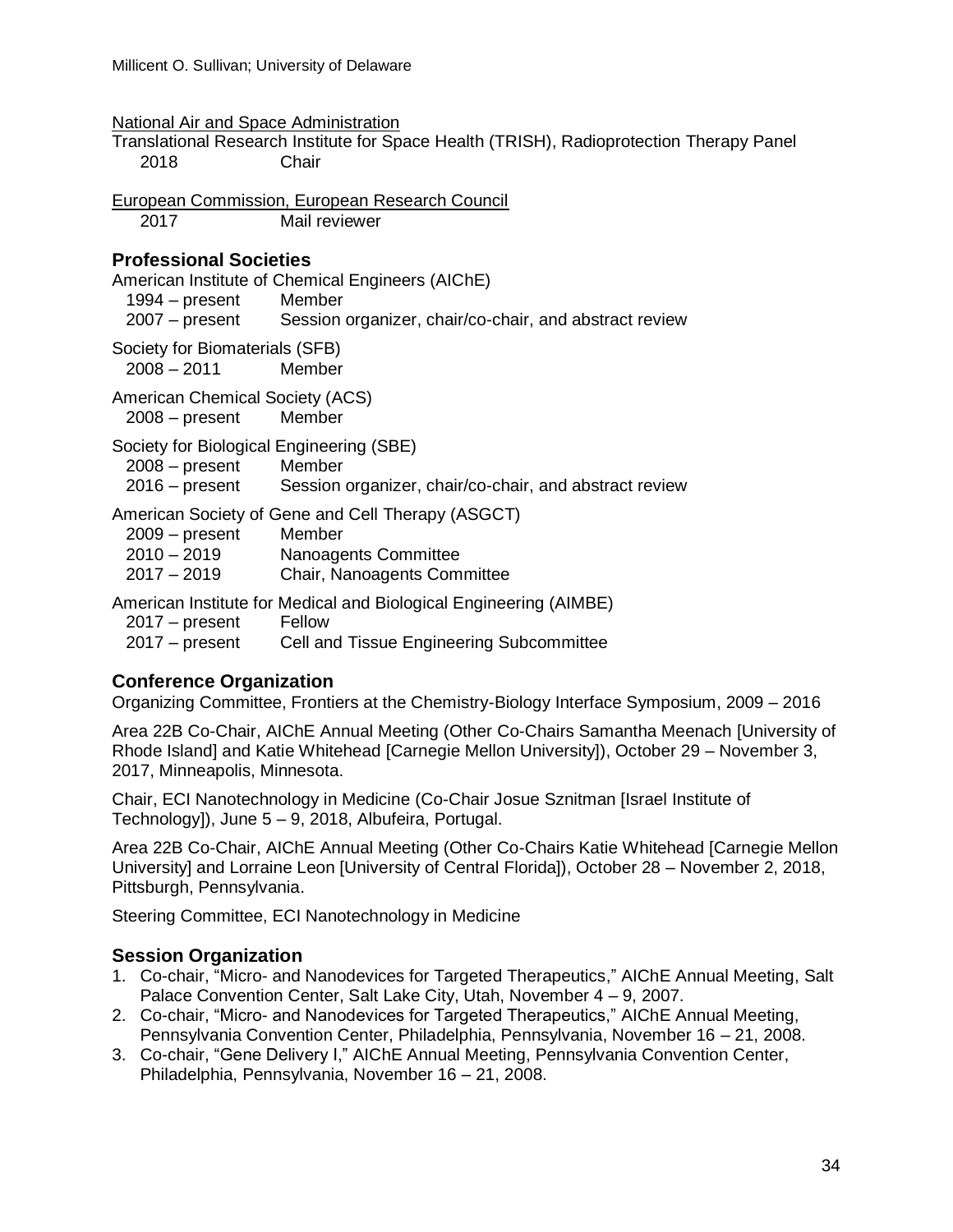National Air and Space Administration

Translational Research Institute for Space Health (TRISH), Radioprotection Therapy Panel

| | |
|---|---|
| 2018 | Chair |

European Commission, European Research Council

| | |
|---|---|
| 2017 | Mail reviewer |

## Professional Societies

American Institute of Chemical Engineers (AIChE)

| | |
|---|---|
| 1994 – present | Member |
| 2007 – present | Session organizer, chair/co-chair, and abstract review |

Society for Biomaterials (SFB)

| | |
|---|---|
| 2008 – 2011 | Member |

American Chemical Society (ACS)

| | |
|---|---|
| 2008 – present | Member |

Society for Biological Engineering (SBE)

| | |
|---|---|
| 2008 – present | Member |
| 2016 – present | Session organizer, chair/co-chair, and abstract review |

American Society of Gene and Cell Therapy (ASGCT)

| | |
|---|---|
| 2009 – present | Member |
| 2010 – 2019 | Nanoagents Committee |
| 2017 – 2019 | Chair, Nanoagents Committee |

American Institute for Medical and Biological Engineering (AIMBE)

| | |
|---|---|
| 2017 – present | Fellow |
| 2017 – present | Cell and Tissue Engineering Subcommittee |

## Conference Organization

Organizing Committee, Frontiers at the Chemistry-Biology Interface Symposium, 2009 – 2016

Area 22B Co-Chair, AIChE Annual Meeting (Other Co-Chairs Samantha Meenach [University of Rhode Island] and Katie Whitehead [Carnegie Mellon University]), October 29 – November 3, 2017, Minneapolis, Minnesota.

Chair, ECI Nanotechnology in Medicine (Co-Chair Josue Sznitman [Israel Institute of Technology]), June 5 – 9, 2018, Albufeira, Portugal.

Area 22B Co-Chair, AIChE Annual Meeting (Other Co-Chairs Katie Whitehead [Carnegie Mellon University] and Lorraine Leon [University of Central Florida]), October 28 – November 2, 2018, Pittsburgh, Pennsylvania.

Steering Committee, ECI Nanotechnology in Medicine

## Session Organization

1. Co-chair, "Micro- and Nanodevices for Targeted Therapeutics," AIChE Annual Meeting, Salt Palace Convention Center, Salt Lake City, Utah, November 4 – 9, 2007.
2. Co-chair, "Micro- and Nanodevices for Targeted Therapeutics," AIChE Annual Meeting, Pennsylvania Convention Center, Philadelphia, Pennsylvania, November 16 – 21, 2008.
3. Co-chair, "Gene Delivery I," AIChE Annual Meeting, Pennsylvania Convention Center, Philadelphia, Pennsylvania, November 16 – 21, 2008.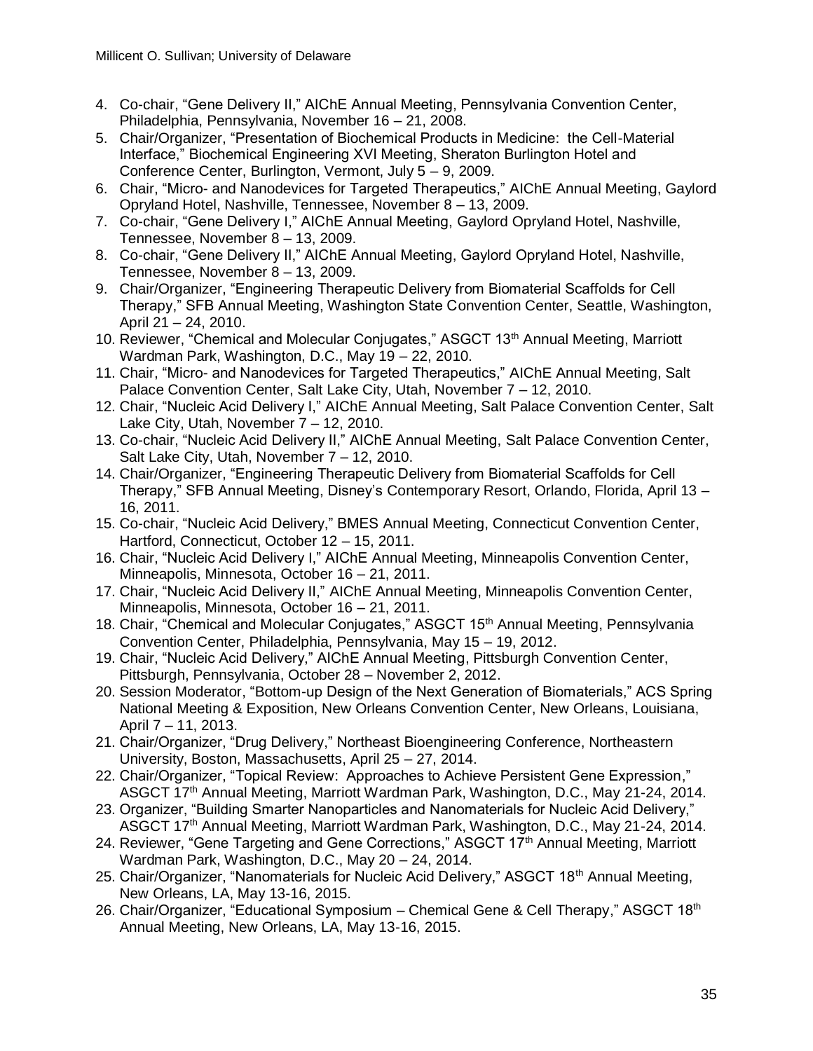4. Co-chair, "Gene Delivery II," AIChE Annual Meeting, Pennsylvania Convention Center, Philadelphia, Pennsylvania, November 16 – 21, 2008.
5. Chair/Organizer, "Presentation of Biochemical Products in Medicine: the Cell-Material Interface," Biochemical Engineering XVI Meeting, Sheraton Burlington Hotel and Conference Center, Burlington, Vermont, July 5 – 9, 2009.
6. Chair, "Micro- and Nanodevices for Targeted Therapeutics," AIChE Annual Meeting, Gaylord Opryland Hotel, Nashville, Tennessee, November 8 – 13, 2009.
7. Co-chair, "Gene Delivery I," AIChE Annual Meeting, Gaylord Opryland Hotel, Nashville, Tennessee, November 8 – 13, 2009.
8. Co-chair, "Gene Delivery II," AIChE Annual Meeting, Gaylord Opryland Hotel, Nashville, Tennessee, November 8 – 13, 2009.
9. Chair/Organizer, "Engineering Therapeutic Delivery from Biomaterial Scaffolds for Cell Therapy," SFB Annual Meeting, Washington State Convention Center, Seattle, Washington, April 21 – 24, 2010.
10. Reviewer, "Chemical and Molecular Conjugates," ASGCT 13th Annual Meeting, Marriott Wardman Park, Washington, D.C., May 19 – 22, 2010.
11. Chair, "Micro- and Nanodevices for Targeted Therapeutics," AIChE Annual Meeting, Salt Palace Convention Center, Salt Lake City, Utah, November 7 – 12, 2010.
12. Chair, "Nucleic Acid Delivery I," AIChE Annual Meeting, Salt Palace Convention Center, Salt Lake City, Utah, November 7 – 12, 2010.
13. Co-chair, "Nucleic Acid Delivery II," AIChE Annual Meeting, Salt Palace Convention Center, Salt Lake City, Utah, November 7 – 12, 2010.
14. Chair/Organizer, "Engineering Therapeutic Delivery from Biomaterial Scaffolds for Cell Therapy," SFB Annual Meeting, Disney's Contemporary Resort, Orlando, Florida, April 13 – 16, 2011.
15. Co-chair, "Nucleic Acid Delivery," BMES Annual Meeting, Connecticut Convention Center, Hartford, Connecticut, October 12 – 15, 2011.
16. Chair, "Nucleic Acid Delivery I," AIChE Annual Meeting, Minneapolis Convention Center, Minneapolis, Minnesota, October 16 – 21, 2011.
17. Chair, "Nucleic Acid Delivery II," AIChE Annual Meeting, Minneapolis Convention Center, Minneapolis, Minnesota, October 16 – 21, 2011.
18. Chair, "Chemical and Molecular Conjugates," ASGCT 15th Annual Meeting, Pennsylvania Convention Center, Philadelphia, Pennsylvania, May 15 – 19, 2012.
19. Chair, "Nucleic Acid Delivery," AIChE Annual Meeting, Pittsburgh Convention Center, Pittsburgh, Pennsylvania, October 28 – November 2, 2012.
20. Session Moderator, "Bottom-up Design of the Next Generation of Biomaterials," ACS Spring National Meeting & Exposition, New Orleans Convention Center, New Orleans, Louisiana, April 7 – 11, 2013.
21. Chair/Organizer, "Drug Delivery," Northeast Bioengineering Conference, Northeastern University, Boston, Massachusetts, April 25 – 27, 2014.
22. Chair/Organizer, "Topical Review: Approaches to Achieve Persistent Gene Expression," ASGCT 17th Annual Meeting, Marriott Wardman Park, Washington, D.C., May 21-24, 2014.
23. Organizer, "Building Smarter Nanoparticles and Nanomaterials for Nucleic Acid Delivery," ASGCT 17th Annual Meeting, Marriott Wardman Park, Washington, D.C., May 21-24, 2014.
24. Reviewer, "Gene Targeting and Gene Corrections," ASGCT 17th Annual Meeting, Marriott Wardman Park, Washington, D.C., May 20 – 24, 2014.
25. Chair/Organizer, "Nanomaterials for Nucleic Acid Delivery," ASGCT 18th Annual Meeting, New Orleans, LA, May 13-16, 2015.
26. Chair/Organizer, "Educational Symposium – Chemical Gene & Cell Therapy," ASGCT 18th Annual Meeting, New Orleans, LA, May 13-16, 2015.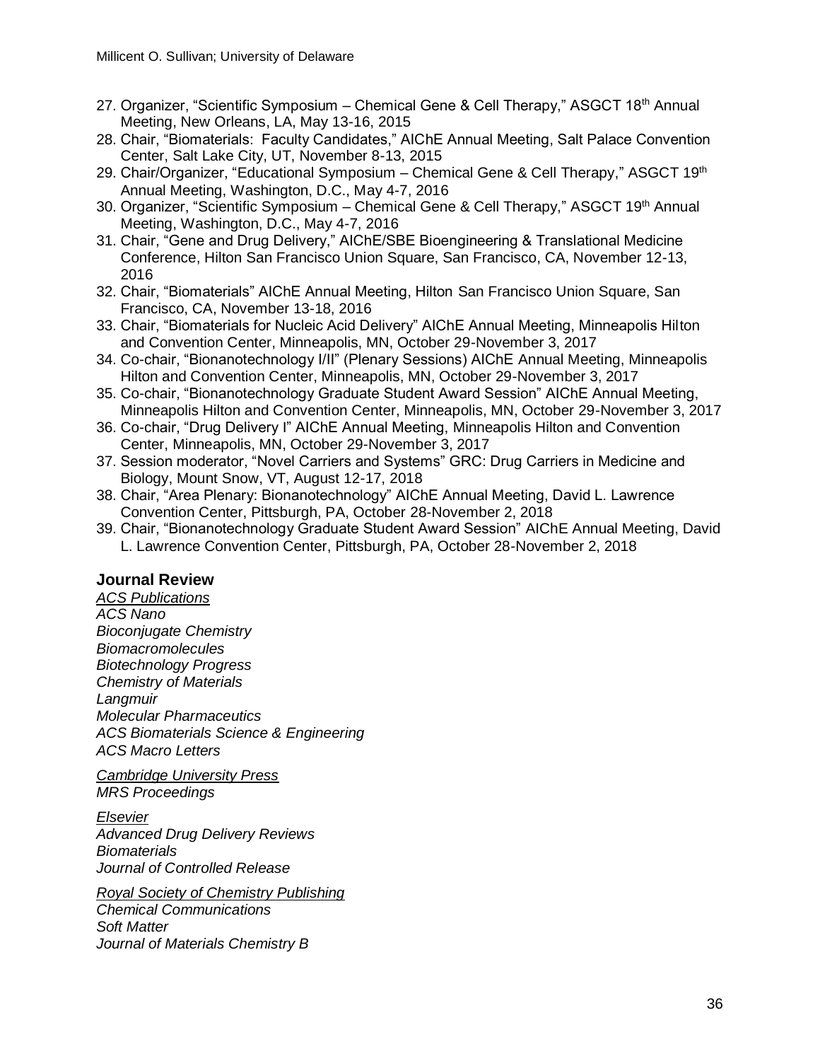27. Organizer, "Scientific Symposium – Chemical Gene & Cell Therapy," ASGCT 18th Annual Meeting, New Orleans, LA, May 13-16, 2015
28. Chair, "Biomaterials: Faculty Candidates," AIChE Annual Meeting, Salt Palace Convention Center, Salt Lake City, UT, November 8-13, 2015
29. Chair/Organizer, "Educational Symposium – Chemical Gene & Cell Therapy," ASGCT 19th Annual Meeting, Washington, D.C., May 4-7, 2016
30. Organizer, "Scientific Symposium – Chemical Gene & Cell Therapy," ASGCT 19th Annual Meeting, Washington, D.C., May 4-7, 2016
31. Chair, "Gene and Drug Delivery," AIChE/SBE Bioengineering & Translational Medicine Conference, Hilton San Francisco Union Square, San Francisco, CA, November 12-13, 2016
32. Chair, "Biomaterials" AIChE Annual Meeting, Hilton San Francisco Union Square, San Francisco, CA, November 13-18, 2016
33. Chair, "Biomaterials for Nucleic Acid Delivery" AIChE Annual Meeting, Minneapolis Hilton and Convention Center, Minneapolis, MN, October 29-November 3, 2017
34. Co-chair, "Bionanotechnology I/II" (Plenary Sessions) AIChE Annual Meeting, Minneapolis Hilton and Convention Center, Minneapolis, MN, October 29-November 3, 2017
35. Co-chair, "Bionanotechnology Graduate Student Award Session" AIChE Annual Meeting, Minneapolis Hilton and Convention Center, Minneapolis, MN, October 29-November 3, 2017
36. Co-chair, "Drug Delivery I" AIChE Annual Meeting, Minneapolis Hilton and Convention Center, Minneapolis, MN, October 29-November 3, 2017
37. Session moderator, "Novel Carriers and Systems" GRC: Drug Carriers in Medicine and Biology, Mount Snow, VT, August 12-17, 2018
38. Chair, "Area Plenary: Bionanotechnology" AIChE Annual Meeting, David L. Lawrence Convention Center, Pittsburgh, PA, October 28-November 2, 2018
39. Chair, "Bionanotechnology Graduate Student Award Session" AIChE Annual Meeting, David L. Lawrence Convention Center, Pittsburgh, PA, October 28-November 2, 2018

### Journal Review

*ACS Publications*
*ACS Nano*
*Bioconjugate Chemistry*
*Biomacromolecules*
*Biotechnology Progress*
*Chemistry of Materials*
*Langmuir*
*Molecular Pharmaceutics*
*ACS Biomaterials Science & Engineering*
*ACS Macro Letters*

*Cambridge University Press*
*MRS Proceedings*

*Elsevier*
*Advanced Drug Delivery Reviews*
*Biomaterials*
*Journal of Controlled Release*

*Royal Society of Chemistry Publishing*
*Chemical Communications*
*Soft Matter*
*Journal of Materials Chemistry B*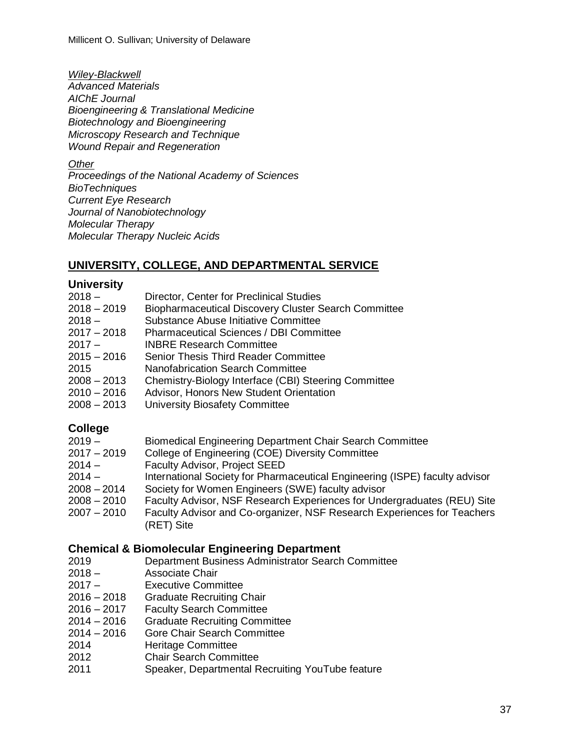*Wiley-Blackwell*
*Advanced Materials*
*AIChE Journal*
*Bioengineering & Translational Medicine*
*Biotechnology and Bioengineering*
*Microscopy Research and Technique*
*Wound Repair and Regeneration*

*Other*
*Proceedings of the National Academy of Sciences*
*BioTechniques*
*Current Eye Research*
*Journal of Nanobiotechnology*
*Molecular Therapy*
*Molecular Therapy Nucleic Acids*

## UNIVERSITY, COLLEGE, AND DEPARTMENTAL SERVICE

### University

2018 – Director, Center for Preclinical Studies
2018 – 2019 Biopharmaceutical Discovery Cluster Search Committee
2018 – Substance Abuse Initiative Committee
2017 – 2018 Pharmaceutical Sciences / DBI Committee
2017 – INBRE Research Committee
2015 – 2016 Senior Thesis Third Reader Committee
2015 Nanofabrication Search Committee
2008 – 2013 Chemistry-Biology Interface (CBI) Steering Committee
2010 – 2016 Advisor, Honors New Student Orientation
2008 – 2013 University Biosafety Committee

### College

2019 – Biomedical Engineering Department Chair Search Committee
2017 – 2019 College of Engineering (COE) Diversity Committee
2014 – Faculty Advisor, Project SEED
2014 – International Society for Pharmaceutical Engineering (ISPE) faculty advisor
2008 – 2014 Society for Women Engineers (SWE) faculty advisor
2008 – 2010 Faculty Advisor, NSF Research Experiences for Undergraduates (REU) Site
2007 – 2010 Faculty Advisor and Co-organizer, NSF Research Experiences for Teachers (RET) Site

### Chemical & Biomolecular Engineering Department

2019 Department Business Administrator Search Committee
2018 – Associate Chair
2017 – Executive Committee
2016 – 2018 Graduate Recruiting Chair
2016 – 2017 Faculty Search Committee
2014 – 2016 Graduate Recruiting Committee
2014 – 2016 Gore Chair Search Committee
2014 Heritage Committee
2012 Chair Search Committee
2011 Speaker, Departmental Recruiting YouTube feature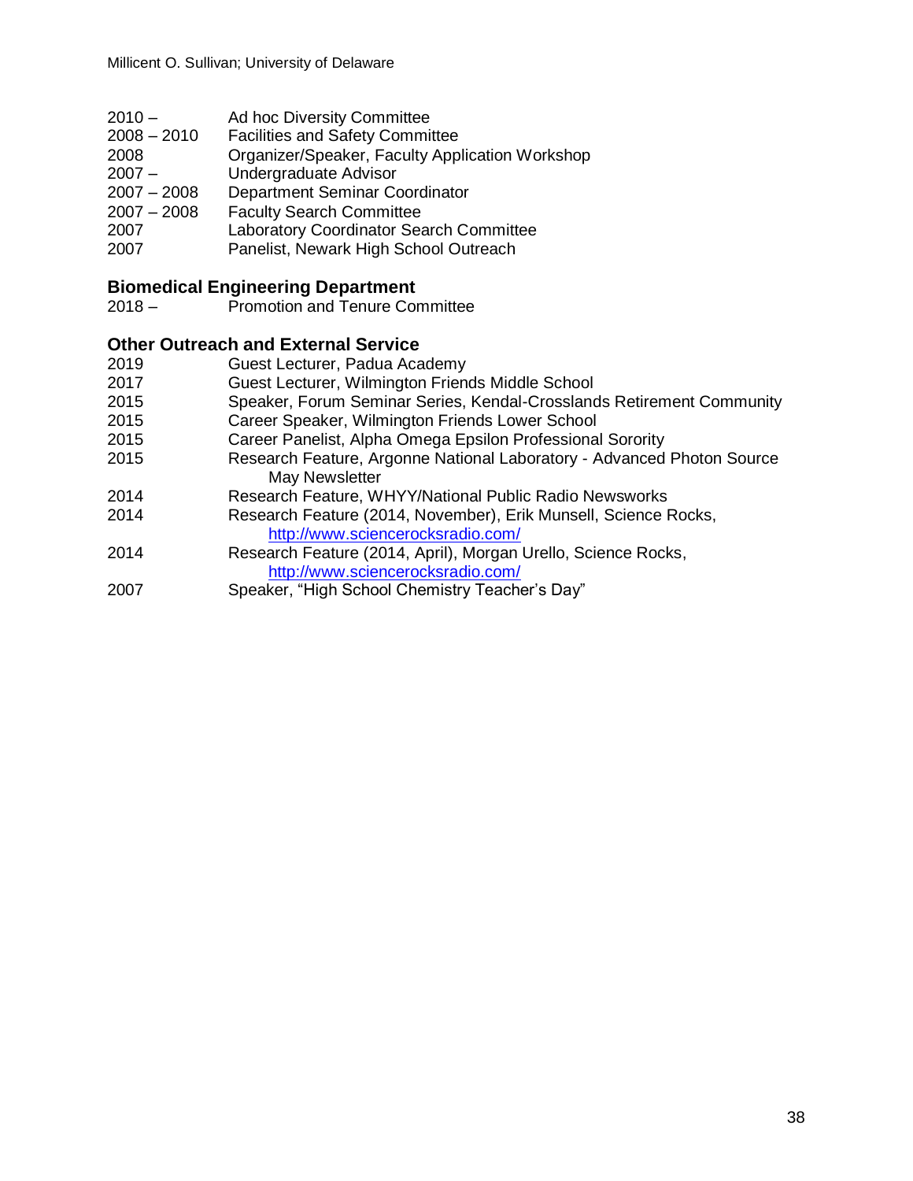2010 – Ad hoc Diversity Committee
2008 – 2010 Facilities and Safety Committee
2008 Organizer/Speaker, Faculty Application Workshop
2007 – Undergraduate Advisor
2007 – 2008 Department Seminar Coordinator
2007 – 2008 Faculty Search Committee
2007 Laboratory Coordinator Search Committee
2007 Panelist, Newark High School Outreach

### Biomedical Engineering Department

2018 – Promotion and Tenure Committee

### Other Outreach and External Service

2019 Guest Lecturer, Padua Academy
2017 Guest Lecturer, Wilmington Friends Middle School
2015 Speaker, Forum Seminar Series, Kendal-Crosslands Retirement Community
2015 Career Speaker, Wilmington Friends Lower School
2015 Career Panelist, Alpha Omega Epsilon Professional Sorority
2015 Research Feature, Argonne National Laboratory - Advanced Photon Source May Newsletter
2014 Research Feature, WHYY/National Public Radio Newsworks
2014 Research Feature (2014, November), Erik Munsell, Science Rocks, http://www.sciencerocksradio.com/
2014 Research Feature (2014, April), Morgan Urello, Science Rocks, http://www.sciencerocksradio.com/
2007 Speaker, "High School Chemistry Teacher's Day"